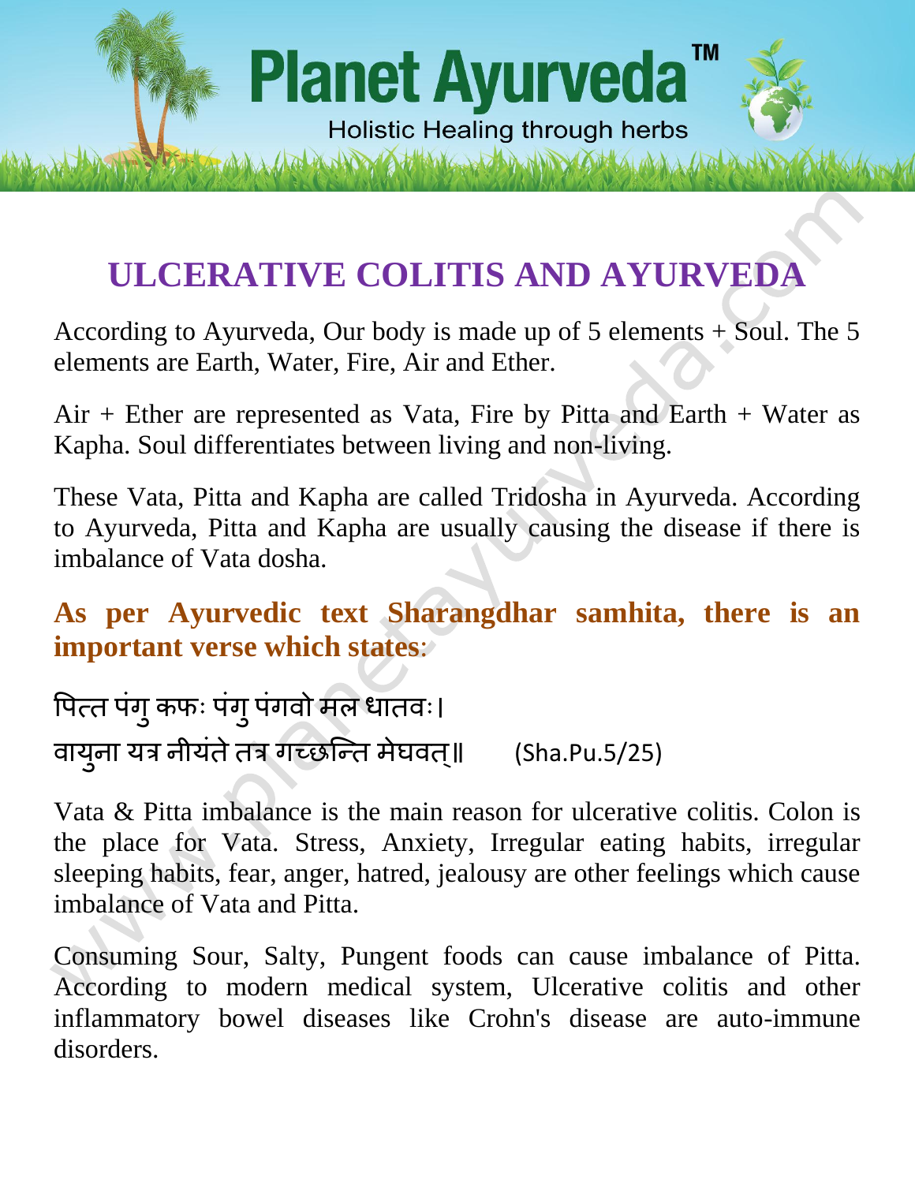# ULCERATIVE COLITIS AND AYURVEDA

According to Ayurveda, Our body is made up of 5 elements + Soul. The 5 elements are Earth, Water, Fire, Air and Ether.

Air + Ether are represented as Vata, Fire by Pitta and Earth + Water as Kapha. Soul differentiates between living and non-living.

These Vata, Pitta and Kapha are called Tridosha in Ayurveda. According to Ayurveda, Pitta and Kapha are usually causing the disease if there is imbalance of Vata dosha.

**As per Ayurvedic text Sharangdhar samhita, there is an important verse which states:**

पित्त पंगु कफः पंगु पंगवो मल धातवः।
वायुना यत्र नीयंते तत्र गच्छन्ति मेघवत्॥ (Sha.Pu.5/25)

Vata & Pitta imbalance is the main reason for ulcerative colitis. Colon is the place for Vata. Stress, Anxiety, Irregular eating habits, irregular sleeping habits, fear, anger, hatred, jealousy are other feelings which cause imbalance of Vata and Pitta.

Consuming Sour, Salty, Pungent foods can cause imbalance of Pitta. According to modern medical system, Ulcerative colitis and other inflammatory bowel diseases like Crohn's disease are auto-immune disorders.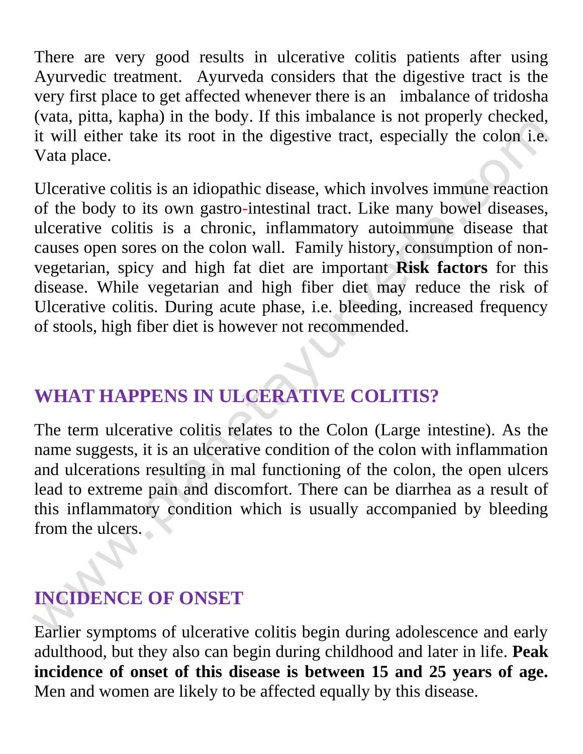There are very good results in ulcerative colitis patients after using Ayurvedic treatment. Ayurveda considers that the digestive tract is the very first place to get affected whenever there is an imbalance of tridosha (vata, pitta, kapha) in the body. If this imbalance is not properly checked, it will either take its root in the digestive tract, especially the colon i.e. Vata place.

Ulcerative colitis is an idiopathic disease, which involves immune reaction of the body to its own gastro-intestinal tract. Like many bowel diseases, ulcerative colitis is a chronic, inflammatory autoimmune disease that causes open sores on the colon wall. Family history, consumption of non-vegetarian, spicy and high fat diet are important **Risk factors** for this disease. While vegetarian and high fiber diet may reduce the risk of Ulcerative colitis. During acute phase, i.e. bleeding, increased frequency of stools, high fiber diet is however not recommended.

## WHAT HAPPENS IN ULCERATIVE COLITIS?

The term ulcerative colitis relates to the Colon (Large intestine). As the name suggests, it is an ulcerative condition of the colon with inflammation and ulcerations resulting in mal functioning of the colon, the open ulcers lead to extreme pain and discomfort. There can be diarrhea as a result of this inflammatory condition which is usually accompanied by bleeding from the ulcers.

## INCIDENCE OF ONSET

Earlier symptoms of ulcerative colitis begin during adolescence and early adulthood, but they also can begin during childhood and later in life. **Peak incidence of onset of this disease is between 15 and 25 years of age.** Men and women are likely to be affected equally by this disease.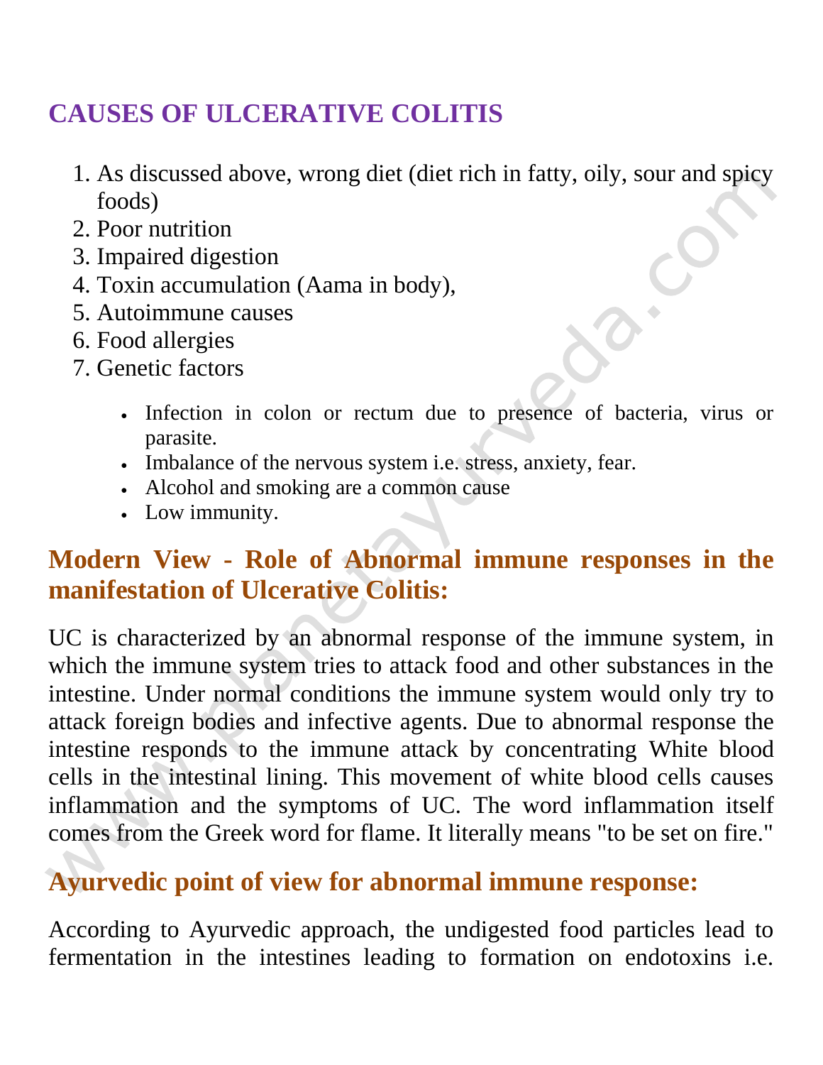## CAUSES OF ULCERATIVE COLITIS

1. As discussed above, wrong diet (diet rich in fatty, oily, sour and spicy foods)
2. Poor nutrition
3. Impaired digestion
4. Toxin accumulation (Aama in body),
5. Autoimmune causes
6. Food allergies
7. Genetic factors

- Infection in colon or rectum due to presence of bacteria, virus or parasite.
- Imbalance of the nervous system i.e. stress, anxiety, fear.
- Alcohol and smoking are a common cause
- Low immunity.

### Modern View - Role of Abnormal immune responses in the manifestation of Ulcerative Colitis:

UC is characterized by an abnormal response of the immune system, in which the immune system tries to attack food and other substances in the intestine. Under normal conditions the immune system would only try to attack foreign bodies and infective agents. Due to abnormal response the intestine responds to the immune attack by concentrating White blood cells in the intestinal lining. This movement of white blood cells causes inflammation and the symptoms of UC. The word inflammation itself comes from the Greek word for flame. It literally means "to be set on fire."

### Ayurvedic point of view for abnormal immune response:

According to Ayurvedic approach, the undigested food particles lead to fermentation in the intestines leading to formation on endotoxins i.e.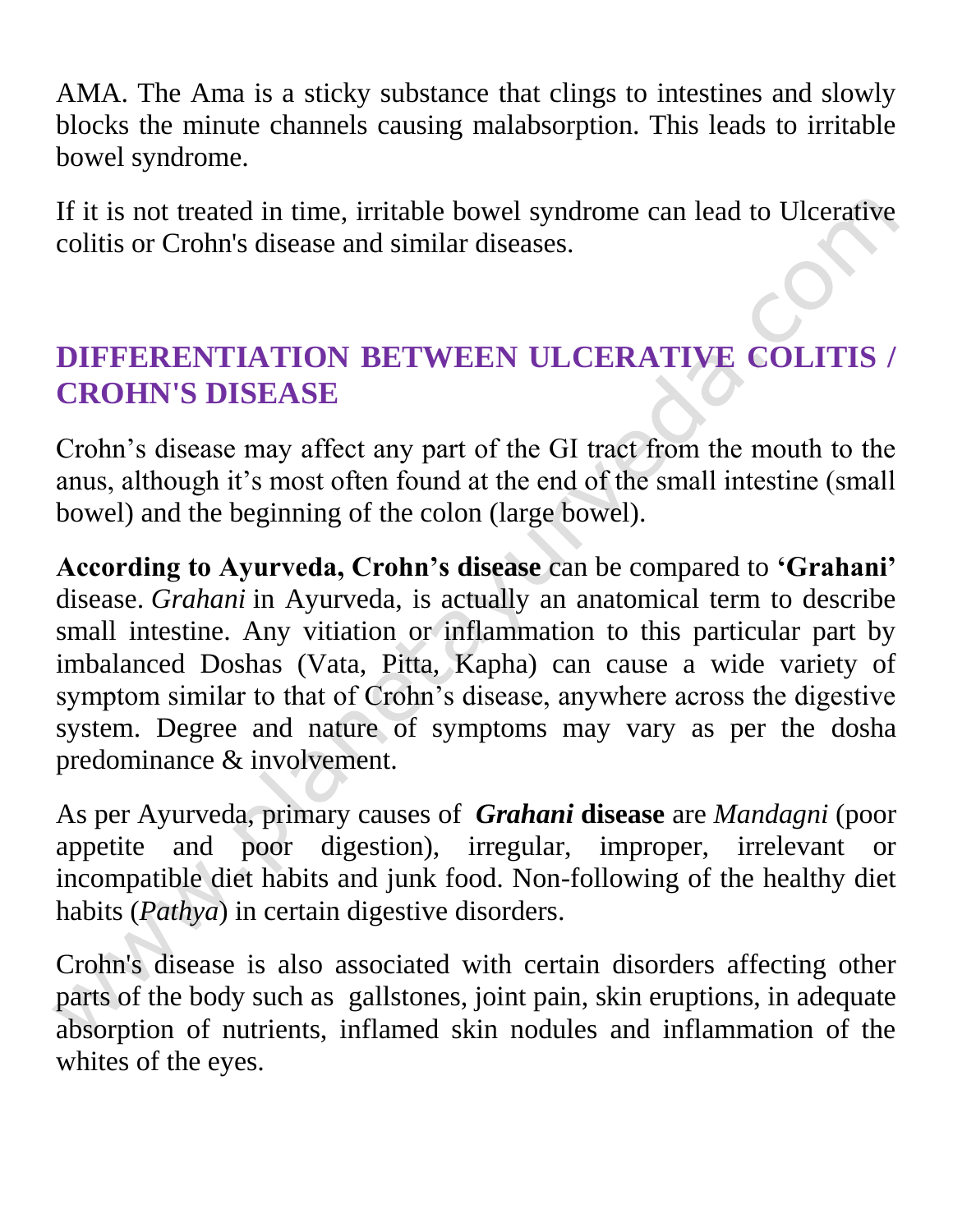AMA. The Ama is a sticky substance that clings to intestines and slowly blocks the minute channels causing malabsorption. This leads to irritable bowel syndrome.

If it is not treated in time, irritable bowel syndrome can lead to Ulcerative colitis or Crohn's disease and similar diseases.

## DIFFERENTIATION BETWEEN ULCERATIVE COLITIS / CROHN'S DISEASE

Crohn's disease may affect any part of the GI tract from the mouth to the anus, although it's most often found at the end of the small intestine (small bowel) and the beginning of the colon (large bowel).

**According to Ayurveda, Crohn's disease** can be compared to **'Grahani'** disease. *Grahani* in Ayurveda, is actually an anatomical term to describe small intestine. Any vitiation or inflammation to this particular part by imbalanced Doshas (Vata, Pitta, Kapha) can cause a wide variety of symptom similar to that of Crohn's disease, anywhere across the digestive system. Degree and nature of symptoms may vary as per the dosha predominance & involvement.

As per Ayurveda, primary causes of ***Grahani* disease** are *Mandagni* (poor appetite and poor digestion), irregular, improper, irrelevant or incompatible diet habits and junk food. Non-following of the healthy diet habits (*Pathya*) in certain digestive disorders.

Crohn's disease is also associated with certain disorders affecting other parts of the body such as gallstones, joint pain, skin eruptions, in adequate absorption of nutrients, inflamed skin nodules and inflammation of the whites of the eyes.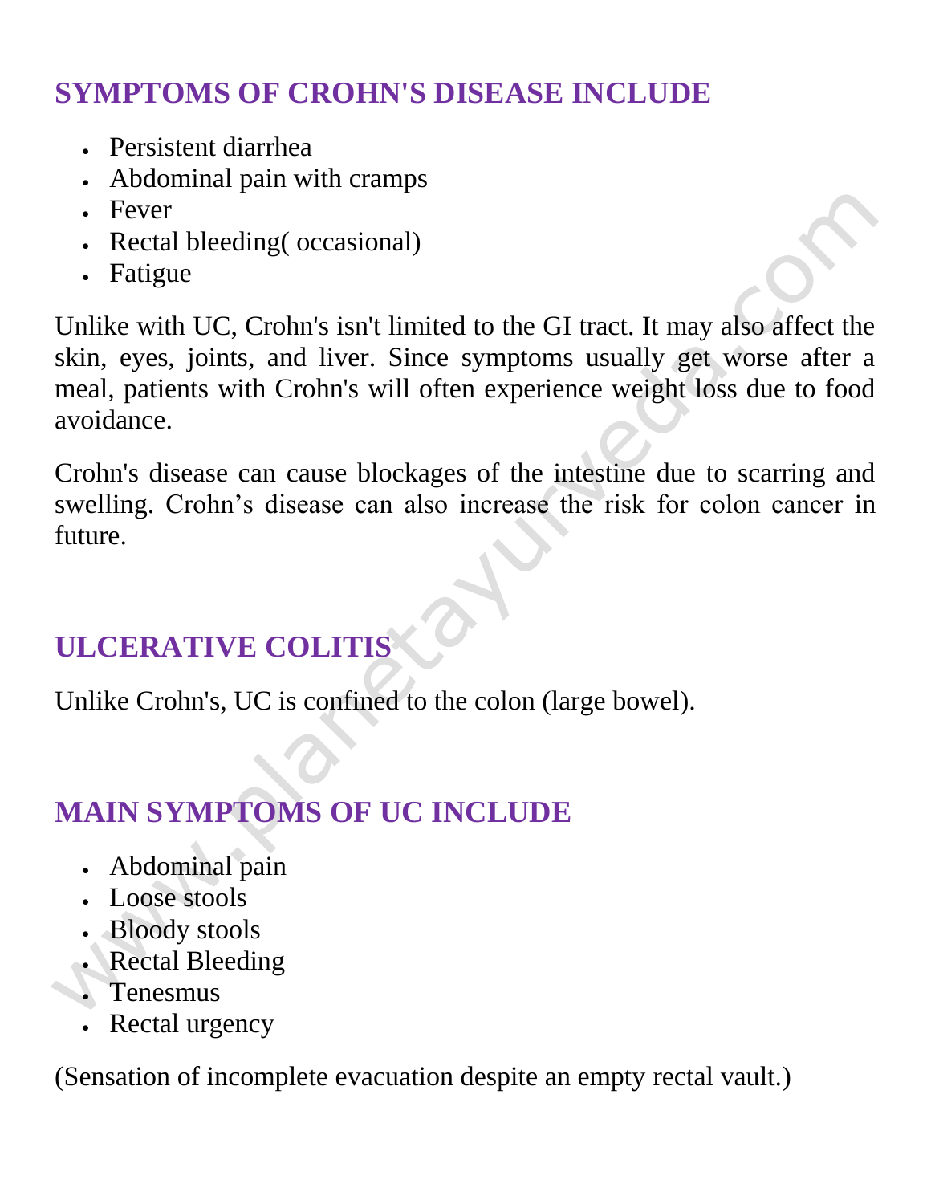## SYMPTOMS OF CROHN'S DISEASE INCLUDE

- Persistent diarrhea
- Abdominal pain with cramps
- Fever
- Rectal bleeding( occasional)
- Fatigue

Unlike with UC, Crohn's isn't limited to the GI tract. It may also affect the skin, eyes, joints, and liver. Since symptoms usually get worse after a meal, patients with Crohn's will often experience weight loss due to food avoidance.

Crohn's disease can cause blockages of the intestine due to scarring and swelling. Crohn's disease can also increase the risk for colon cancer in future.

## ULCERATIVE COLITIS

Unlike Crohn's, UC is confined to the colon (large bowel).

## MAIN SYMPTOMS OF UC INCLUDE

- Abdominal pain
- Loose stools
- Bloody stools
- Rectal Bleeding
- Tenesmus
- Rectal urgency

(Sensation of incomplete evacuation despite an empty rectal vault.)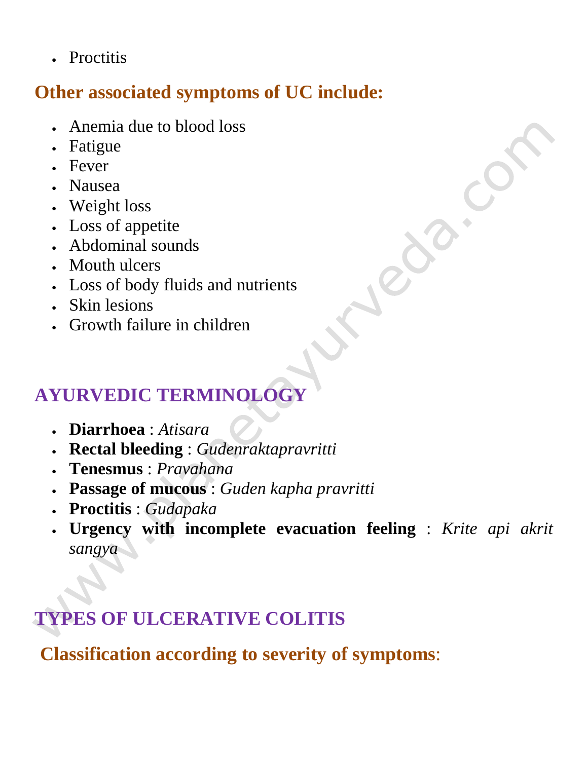- Proctitis

## Other associated symptoms of UC include:

- Anemia due to blood loss
- Fatigue
- Fever
- Nausea
- Weight loss
- Loss of appetite
- Abdominal sounds
- Mouth ulcers
- Loss of body fluids and nutrients
- Skin lesions
- Growth failure in children

# AYURVEDIC TERMINOLOGY

- **Diarrhoea** : *Atisara*
- **Rectal bleeding** : *Gudenraktapravritti*
- **Tenesmus** : *Pravahana*
- **Passage of mucous** : *Guden kapha pravritti*
- **Proctitis** : *Gudapaka*
- **Urgency with incomplete evacuation feeling** : *Krite api akrit sangya*

# TYPES OF ULCERATIVE COLITIS

## Classification according to severity of symptoms: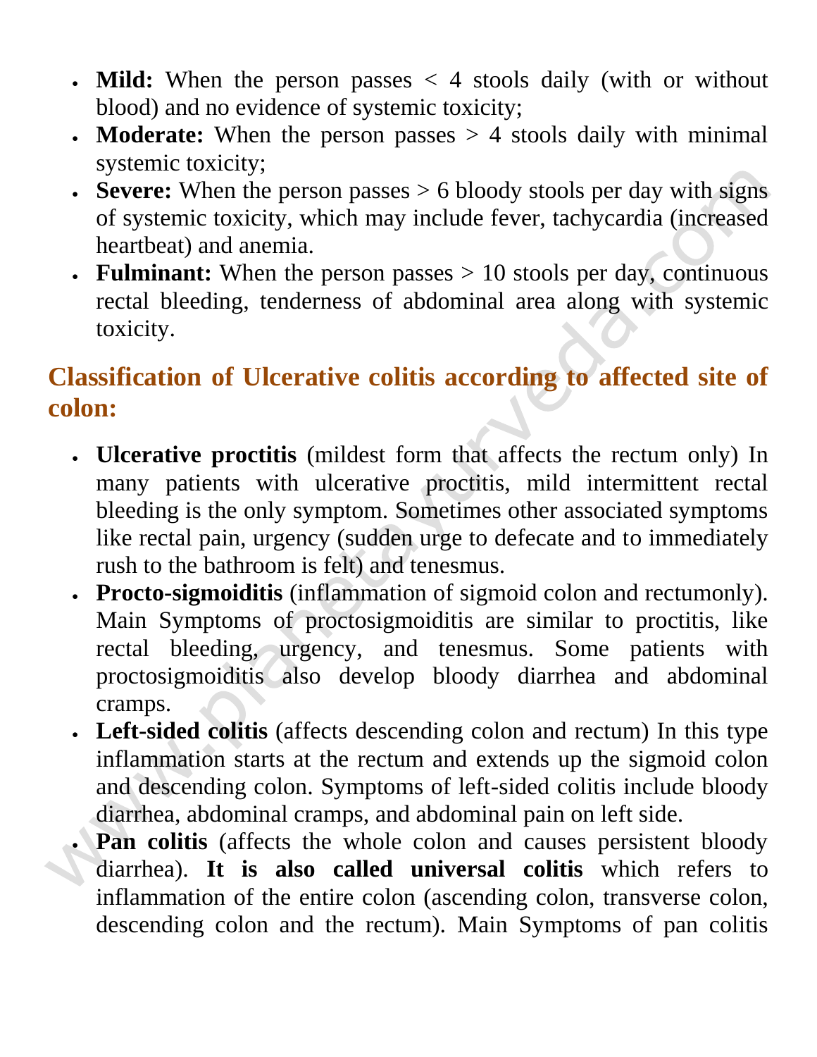- **Mild:** When the person passes < 4 stools daily (with or without blood) and no evidence of systemic toxicity;
- **Moderate:** When the person passes > 4 stools daily with minimal systemic toxicity;
- **Severe:** When the person passes > 6 bloody stools per day with signs of systemic toxicity, which may include fever, tachycardia (increased heartbeat) and anemia.
- **Fulminant:** When the person passes > 10 stools per day, continuous rectal bleeding, tenderness of abdominal area along with systemic toxicity.

## Classification of Ulcerative colitis according to affected site of colon:

- **Ulcerative proctitis** (mildest form that affects the rectum only) In many patients with ulcerative proctitis, mild intermittent rectal bleeding is the only symptom. Sometimes other associated symptoms like rectal pain, urgency (sudden urge to defecate and to immediately rush to the bathroom is felt) and tenesmus.
- **Procto-sigmoiditis** (inflammation of sigmoid colon and rectumonly). Main Symptoms of proctosigmoiditis are similar to proctitis, like rectal bleeding, urgency, and tenesmus. Some patients with proctosigmoiditis also develop bloody diarrhea and abdominal cramps.
- **Left-sided colitis** (affects descending colon and rectum) In this type inflammation starts at the rectum and extends up the sigmoid colon and descending colon. Symptoms of left-sided colitis include bloody diarrhea, abdominal cramps, and abdominal pain on left side.
- **Pan colitis** (affects the whole colon and causes persistent bloody diarrhea). **It is also called universal colitis** which refers to inflammation of the entire colon (ascending colon, transverse colon, descending colon and the rectum). Main Symptoms of pan colitis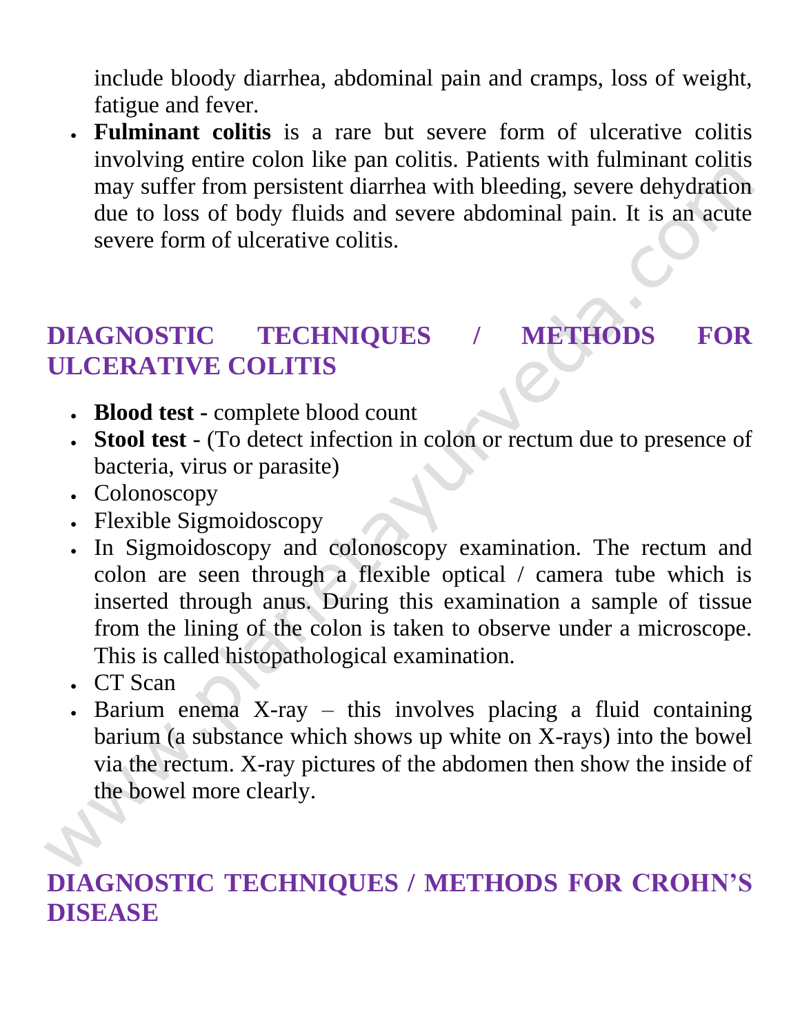include bloody diarrhea, abdominal pain and cramps, loss of weight, fatigue and fever.

- **Fulminant colitis** is a rare but severe form of ulcerative colitis involving entire colon like pan colitis. Patients with fulminant colitis may suffer from persistent diarrhea with bleeding, severe dehydration due to loss of body fluids and severe abdominal pain. It is an acute severe form of ulcerative colitis.

## DIAGNOSTIC TECHNIQUES / METHODS FOR ULCERATIVE COLITIS

- **Blood test -** complete blood count
- **Stool test** - (To detect infection in colon or rectum due to presence of bacteria, virus or parasite)
- Colonoscopy
- Flexible Sigmoidoscopy
- In Sigmoidoscopy and colonoscopy examination. The rectum and colon are seen through a flexible optical / camera tube which is inserted through anus. During this examination a sample of tissue from the lining of the colon is taken to observe under a microscope. This is called histopathological examination.
- CT Scan
- Barium enema X-ray – this involves placing a fluid containing barium (a substance which shows up white on X-rays) into the bowel via the rectum. X-ray pictures of the abdomen then show the inside of the bowel more clearly.

## DIAGNOSTIC TECHNIQUES / METHODS FOR CROHN'S DISEASE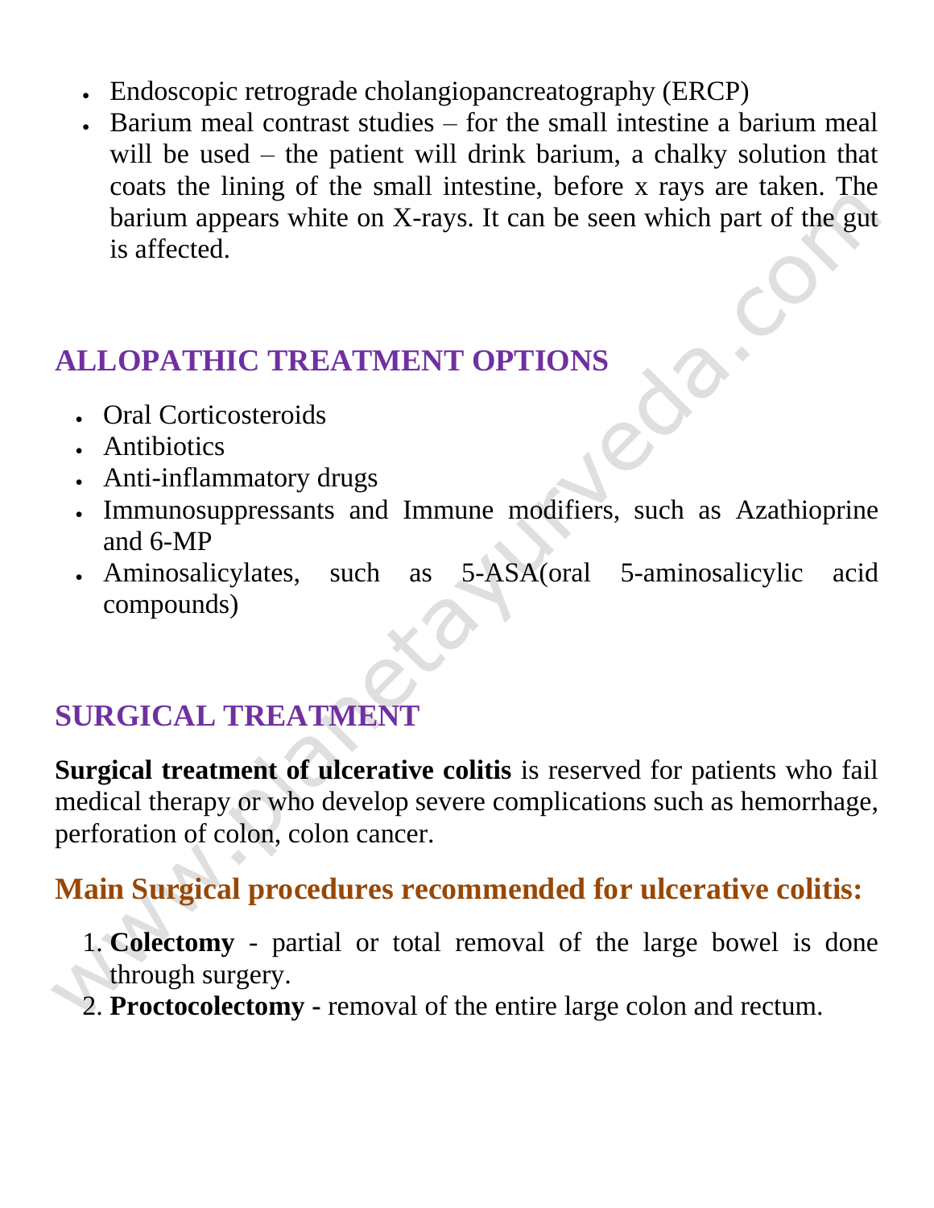- Endoscopic retrograde cholangiopancreatography (ERCP)
- Barium meal contrast studies – for the small intestine a barium meal will be used – the patient will drink barium, a chalky solution that coats the lining of the small intestine, before x rays are taken. The barium appears white on X-rays. It can be seen which part of the gut is affected.

## ALLOPATHIC TREATMENT OPTIONS

- Oral Corticosteroids
- Antibiotics
- Anti-inflammatory drugs
- Immunosuppressants and Immune modifiers, such as Azathioprine and 6-MP
- Aminosalicylates, such as 5-ASA(oral 5-aminosalicylic acid compounds)

## SURGICAL TREATMENT

**Surgical treatment of ulcerative colitis** is reserved for patients who fail medical therapy or who develop severe complications such as hemorrhage, perforation of colon, colon cancer.

### Main Surgical procedures recommended for ulcerative colitis:

1. **Colectomy** - partial or total removal of the large bowel is done through surgery.
2. **Proctocolectomy -** removal of the entire large colon and rectum.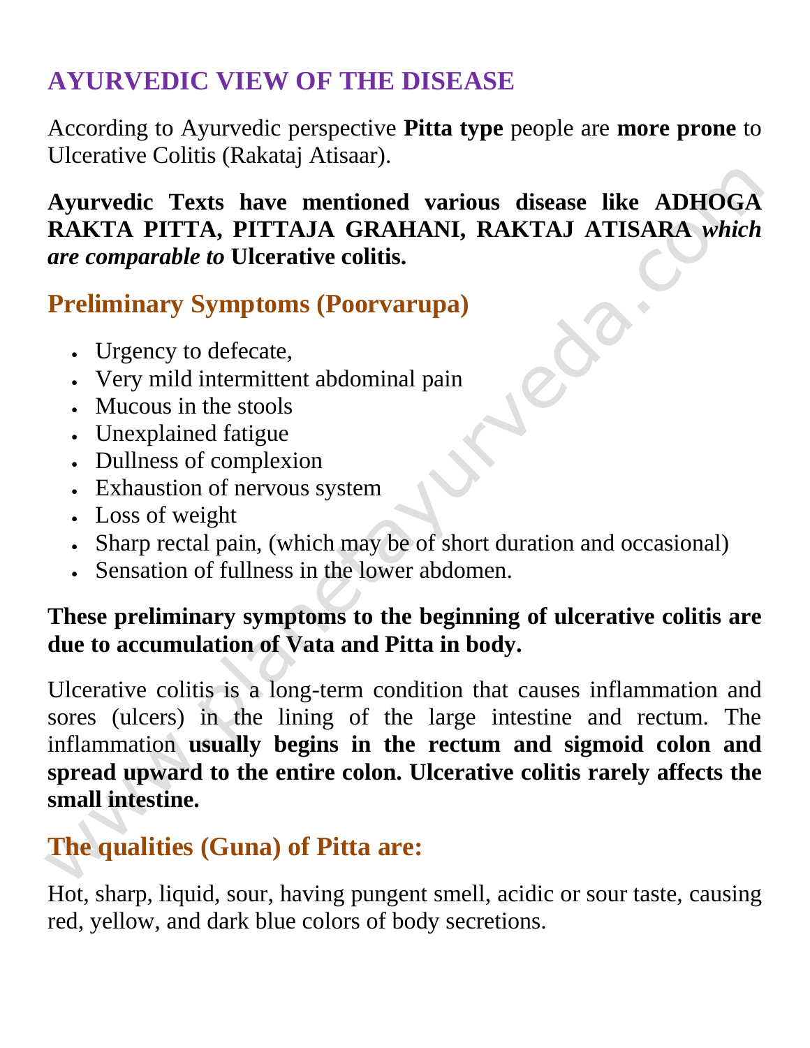## AYURVEDIC VIEW OF THE DISEASE

According to Ayurvedic perspective **Pitta type** people are **more prone** to Ulcerative Colitis (Rakataj Atisaar).

**Ayurvedic Texts have mentioned various disease like ADHOGA RAKTA PITTA, PITTAJA GRAHANI, RAKTAJ ATISARA** ***which are comparable to*** **Ulcerative colitis.**

### Preliminary Symptoms (Poorvarupa)

- Urgency to defecate,
- Very mild intermittent abdominal pain
- Mucous in the stools
- Unexplained fatigue
- Dullness of complexion
- Exhaustion of nervous system
- Loss of weight
- Sharp rectal pain, (which may be of short duration and occasional)
- Sensation of fullness in the lower abdomen.

**These preliminary symptoms to the beginning of ulcerative colitis are due to accumulation of Vata and Pitta in body.**

Ulcerative colitis is a long-term condition that causes inflammation and sores (ulcers) in the lining of the large intestine and rectum. The inflammation **usually begins in the rectum and sigmoid colon and spread upward to the entire colon. Ulcerative colitis rarely affects the small intestine.**

### The qualities (Guna) of Pitta are:

Hot, sharp, liquid, sour, having pungent smell, acidic or sour taste, causing red, yellow, and dark blue colors of body secretions.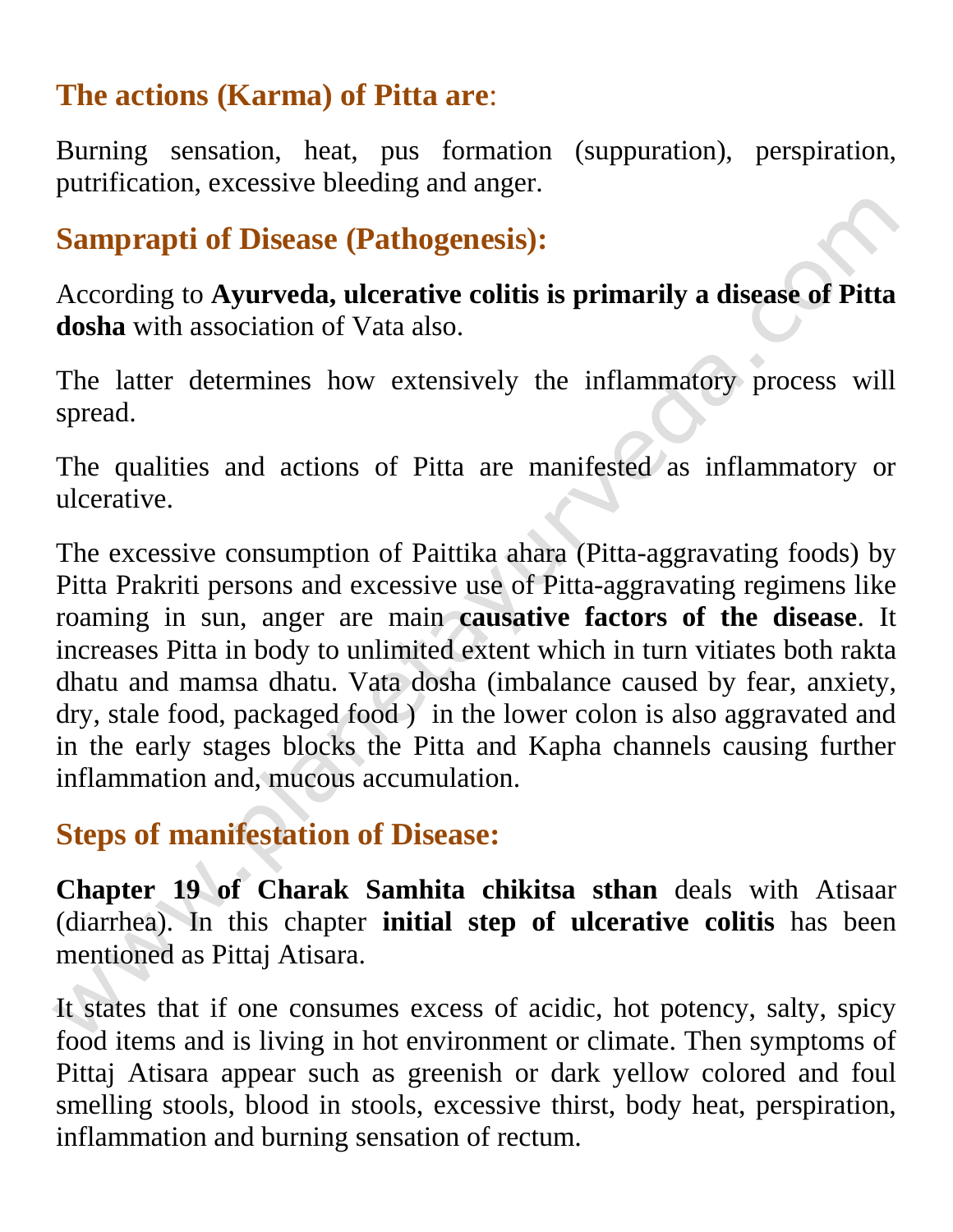## The actions (Karma) of Pitta are:

Burning sensation, heat, pus formation (suppuration), perspiration, putrification, excessive bleeding and anger.

## Samprapti of Disease (Pathogenesis):

According to **Ayurveda, ulcerative colitis is primarily a disease of Pitta dosha** with association of Vata also.

The latter determines how extensively the inflammatory process will spread.

The qualities and actions of Pitta are manifested as inflammatory or ulcerative.

The excessive consumption of Paittika ahara (Pitta-aggravating foods) by Pitta Prakriti persons and excessive use of Pitta-aggravating regimens like roaming in sun, anger are main **causative factors of the disease**. It increases Pitta in body to unlimited extent which in turn vitiates both rakta dhatu and mamsa dhatu. Vata dosha (imbalance caused by fear, anxiety, dry, stale food, packaged food ) in the lower colon is also aggravated and in the early stages blocks the Pitta and Kapha channels causing further inflammation and, mucous accumulation.

## Steps of manifestation of Disease:

**Chapter 19 of Charak Samhita chikitsa sthan** deals with Atisaar (diarrhea). In this chapter **initial step of ulcerative colitis** has been mentioned as Pittaj Atisara.

It states that if one consumes excess of acidic, hot potency, salty, spicy food items and is living in hot environment or climate. Then symptoms of Pittaj Atisara appear such as greenish or dark yellow colored and foul smelling stools, blood in stools, excessive thirst, body heat, perspiration, inflammation and burning sensation of rectum.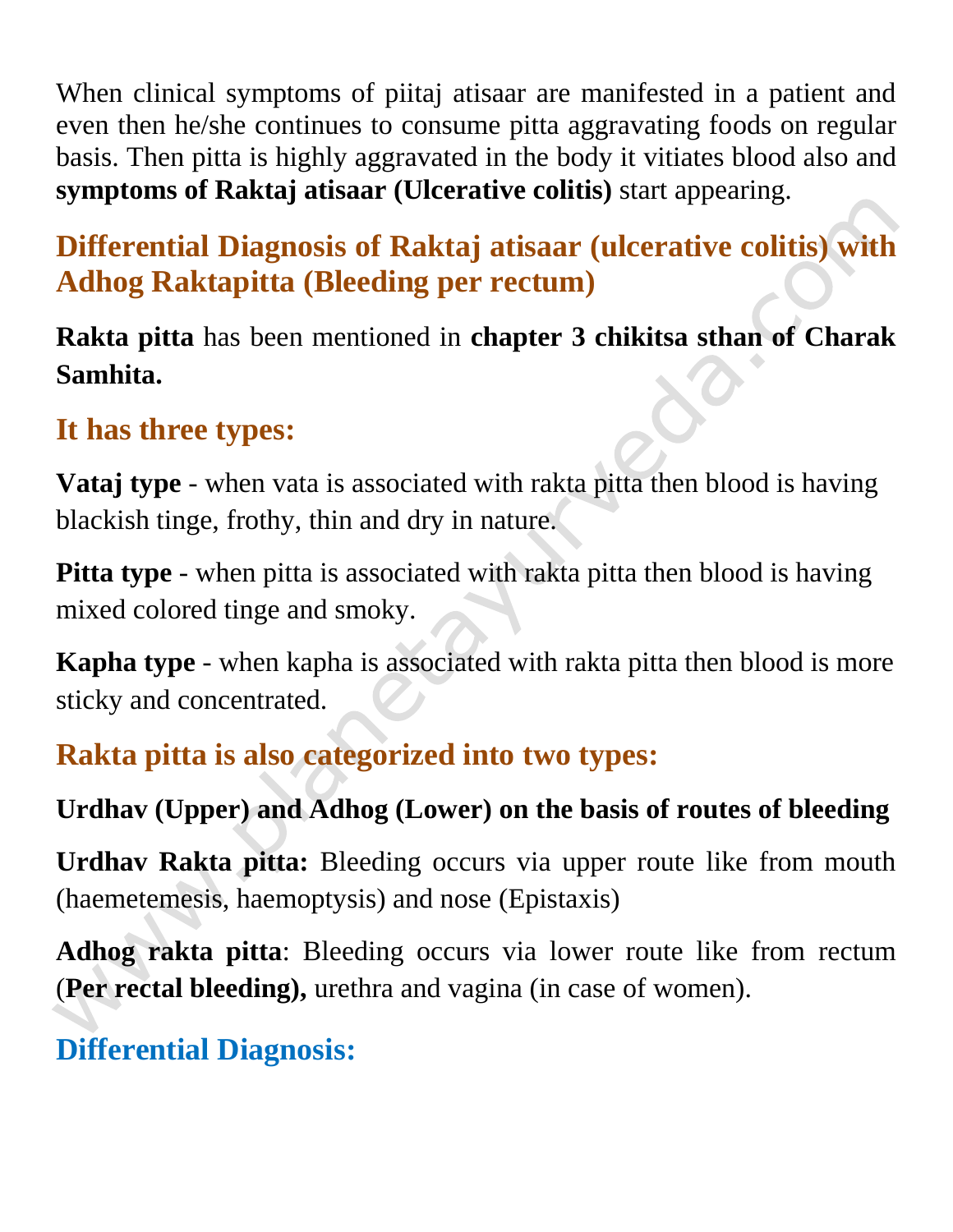When clinical symptoms of piitaj atisaar are manifested in a patient and even then he/she continues to consume pitta aggravating foods on regular basis. Then pitta is highly aggravated in the body it vitiates blood also and **symptoms of Raktaj atisaar (Ulcerative colitis)** start appearing.

## Differential Diagnosis of Raktaj atisaar (ulcerative colitis) with Adhog Raktapitta (Bleeding per rectum)

**Rakta pitta** has been mentioned in **chapter 3 chikitsa sthan of Charak Samhita.**

## It has three types:

**Vataj type** - when vata is associated with rakta pitta then blood is having blackish tinge, frothy, thin and dry in nature.

**Pitta type** - when pitta is associated with rakta pitta then blood is having mixed colored tinge and smoky.

**Kapha type** - when kapha is associated with rakta pitta then blood is more sticky and concentrated.

## Rakta pitta is also categorized into two types:

**Urdhav (Upper) and Adhog (Lower) on the basis of routes of bleeding**

**Urdhav Rakta pitta:** Bleeding occurs via upper route like from mouth (haemetemesis, haemoptysis) and nose (Epistaxis)

**Adhog rakta pitta**: Bleeding occurs via lower route like from rectum (**Per rectal bleeding),** urethra and vagina (in case of women).

## Differential Diagnosis: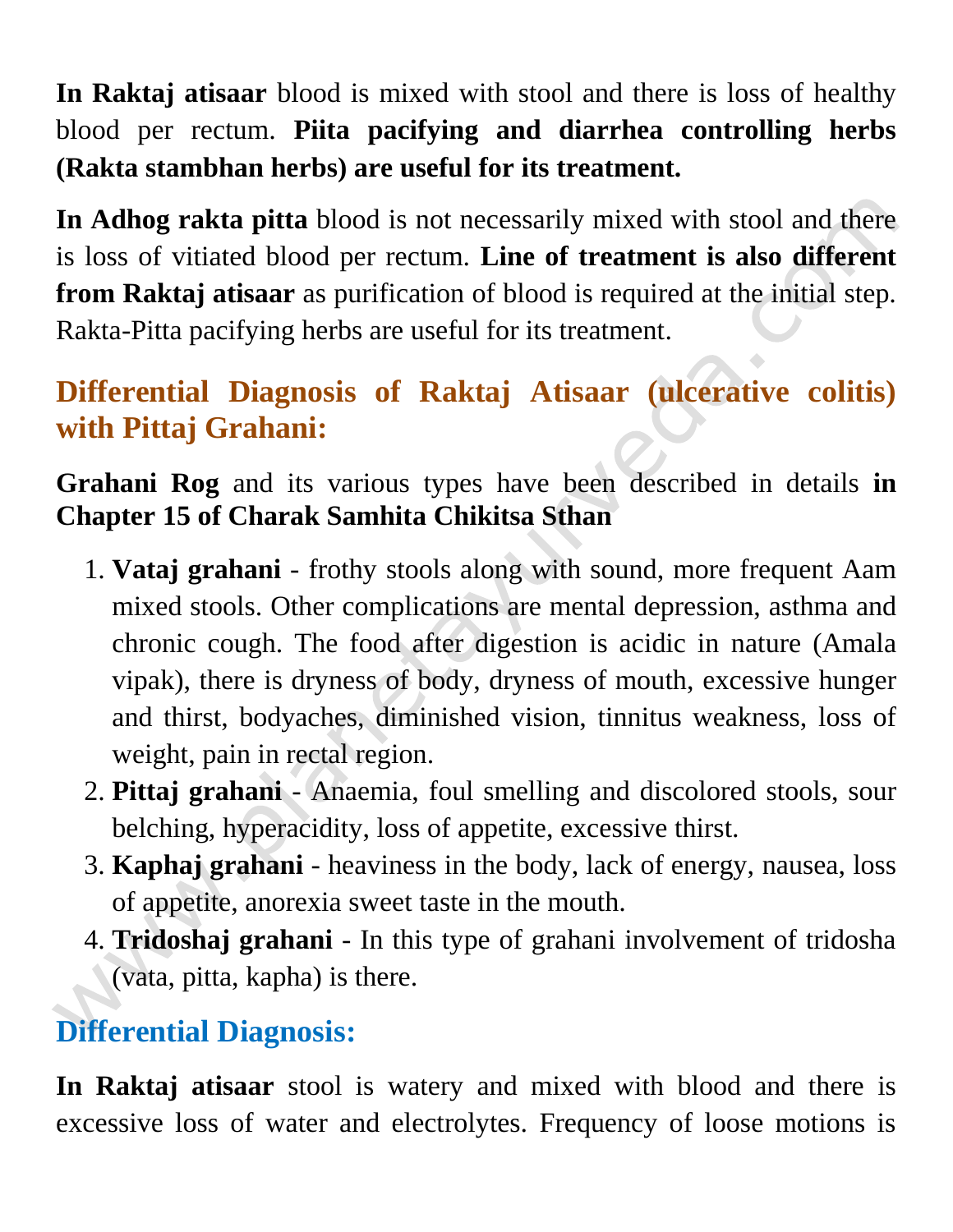**In Raktaj atisaar** blood is mixed with stool and there is loss of healthy blood per rectum. **Piita pacifying and diarrhea controlling herbs (Rakta stambhan herbs) are useful for its treatment.**

**In Adhog rakta pitta** blood is not necessarily mixed with stool and there is loss of vitiated blood per rectum. **Line of treatment is also different from Raktaj atisaar** as purification of blood is required at the initial step. Rakta-Pitta pacifying herbs are useful for its treatment.

## Differential Diagnosis of Raktaj Atisaar (ulcerative colitis) with Pittaj Grahani:

**Grahani Rog** and its various types have been described in details **in Chapter 15 of Charak Samhita Chikitsa Sthan**

1. **Vataj grahani** - frothy stools along with sound, more frequent Aam mixed stools. Other complications are mental depression, asthma and chronic cough. The food after digestion is acidic in nature (Amala vipak), there is dryness of body, dryness of mouth, excessive hunger and thirst, bodyaches, diminished vision, tinnitus weakness, loss of weight, pain in rectal region.
2. **Pittaj grahani** - Anaemia, foul smelling and discolored stools, sour belching, hyperacidity, loss of appetite, excessive thirst.
3. **Kaphaj grahani** - heaviness in the body, lack of energy, nausea, loss of appetite, anorexia sweet taste in the mouth.
4. **Tridoshaj grahani** - In this type of grahani involvement of tridosha (vata, pitta, kapha) is there.

## Differential Diagnosis:

**In Raktaj atisaar** stool is watery and mixed with blood and there is excessive loss of water and electrolytes. Frequency of loose motions is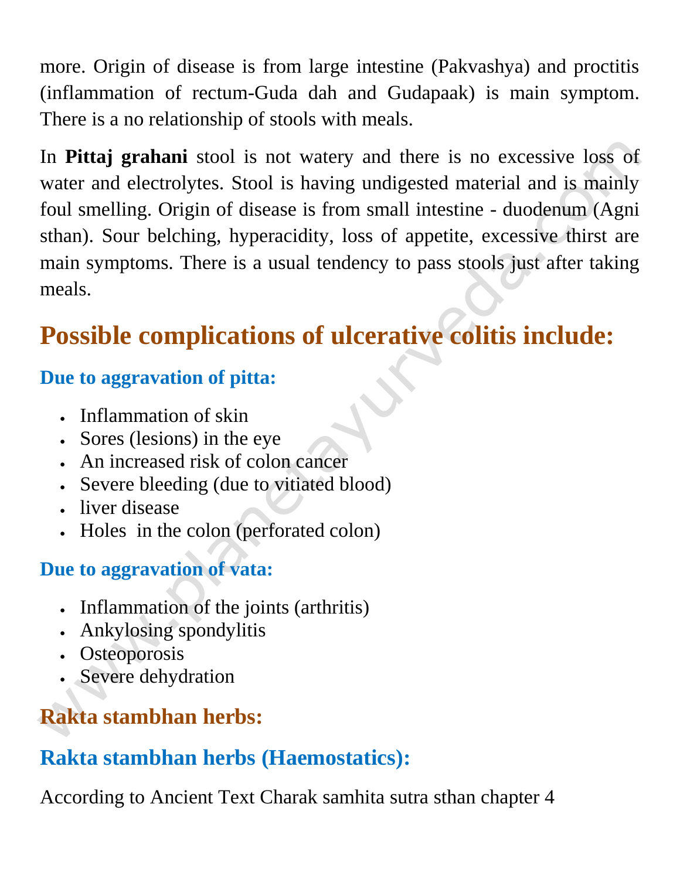more. Origin of disease is from large intestine (Pakvashya) and proctitis (inflammation of rectum-Guda dah and Gudapaak) is main symptom. There is a no relationship of stools with meals.

In **Pittaj grahani** stool is not watery and there is no excessive loss of water and electrolytes. Stool is having undigested material and is mainly foul smelling. Origin of disease is from small intestine - duodenum (Agni sthan). Sour belching, hyperacidity, loss of appetite, excessive thirst are main symptoms. There is a usual tendency to pass stools just after taking meals.

## Possible complications of ulcerative colitis include:

### Due to aggravation of pitta:

- Inflammation of skin
- Sores (lesions) in the eye
- An increased risk of colon cancer
- Severe bleeding (due to vitiated blood)
- liver disease
- Holes in the colon (perforated colon)

### Due to aggravation of vata:

- Inflammation of the joints (arthritis)
- Ankylosing spondylitis
- Osteoporosis
- Severe dehydration

## Rakta stambhan herbs:

### Rakta stambhan herbs (Haemostatics):

According to Ancient Text Charak samhita sutra sthan chapter 4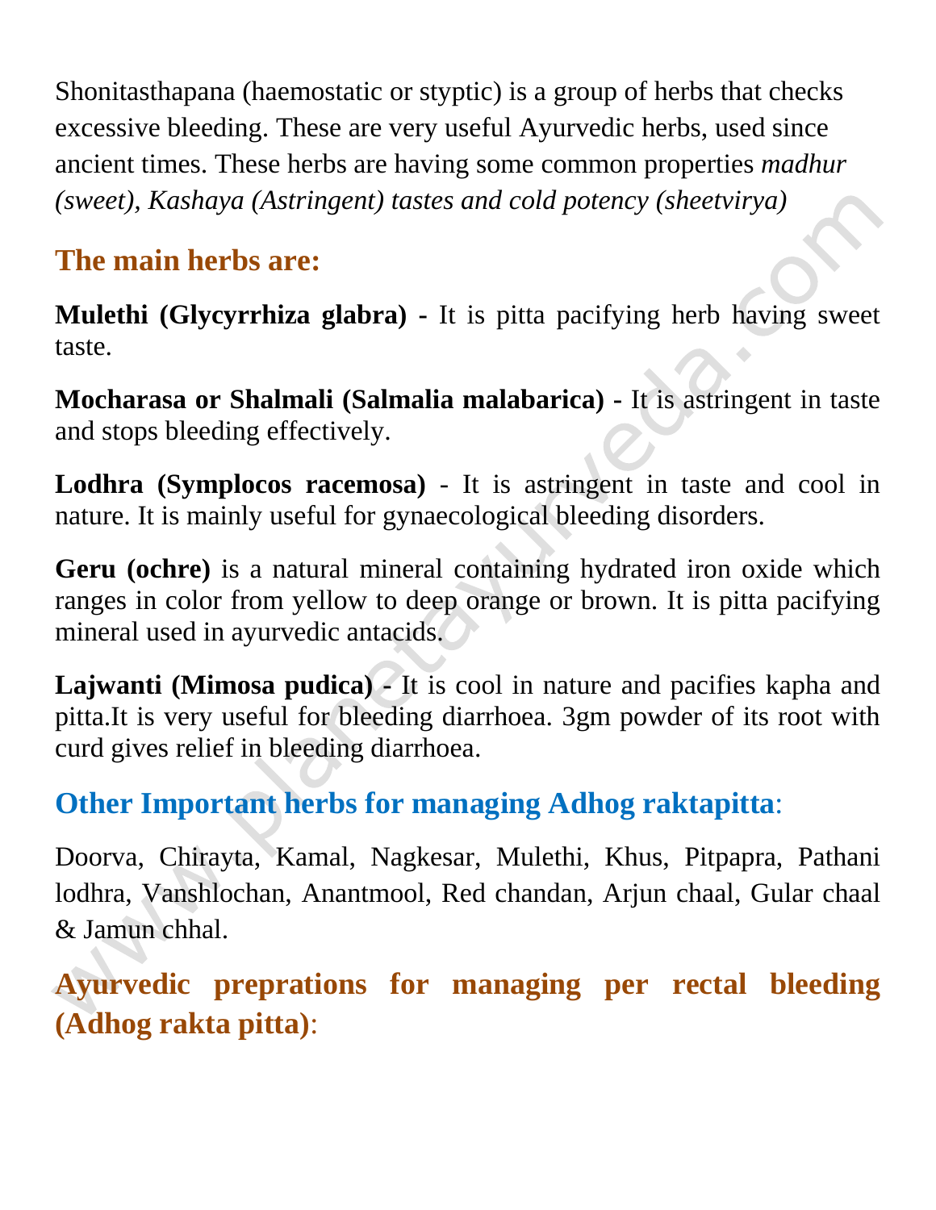Shonitasthapana (haemostatic or styptic) is a group of herbs that checks excessive bleeding. These are very useful Ayurvedic herbs, used since ancient times. These herbs are having some common properties *madhur (sweet), Kashaya (Astringent) tastes and cold potency (sheetvirya)*

## The main herbs are:

**Mulethi (Glycyrrhiza glabra) -** It is pitta pacifying herb having sweet taste.

**Mocharasa or Shalmali (Salmalia malabarica) -** It is astringent in taste and stops bleeding effectively.

**Lodhra (Symplocos racemosa) -** It is astringent in taste and cool in nature. It is mainly useful for gynaecological bleeding disorders.

**Geru (ochre)** is a natural mineral containing hydrated iron oxide which ranges in color from yellow to deep orange or brown. It is pitta pacifying mineral used in ayurvedic antacids.

**Lajwanti (Mimosa pudica) -** It is cool in nature and pacifies kapha and pitta.It is very useful for bleeding diarrhoea. 3gm powder of its root with curd gives relief in bleeding diarrhoea.

## Other Important herbs for managing Adhog raktapitta:

Doorva, Chirayta, Kamal, Nagkesar, Mulethi, Khus, Pitpapra, Pathani lodhra, Vanshlochan, Anantmool, Red chandan, Arjun chaal, Gular chaal & Jamun chhal.

## Ayurvedic preprations for managing per rectal bleeding (Adhog rakta pitta):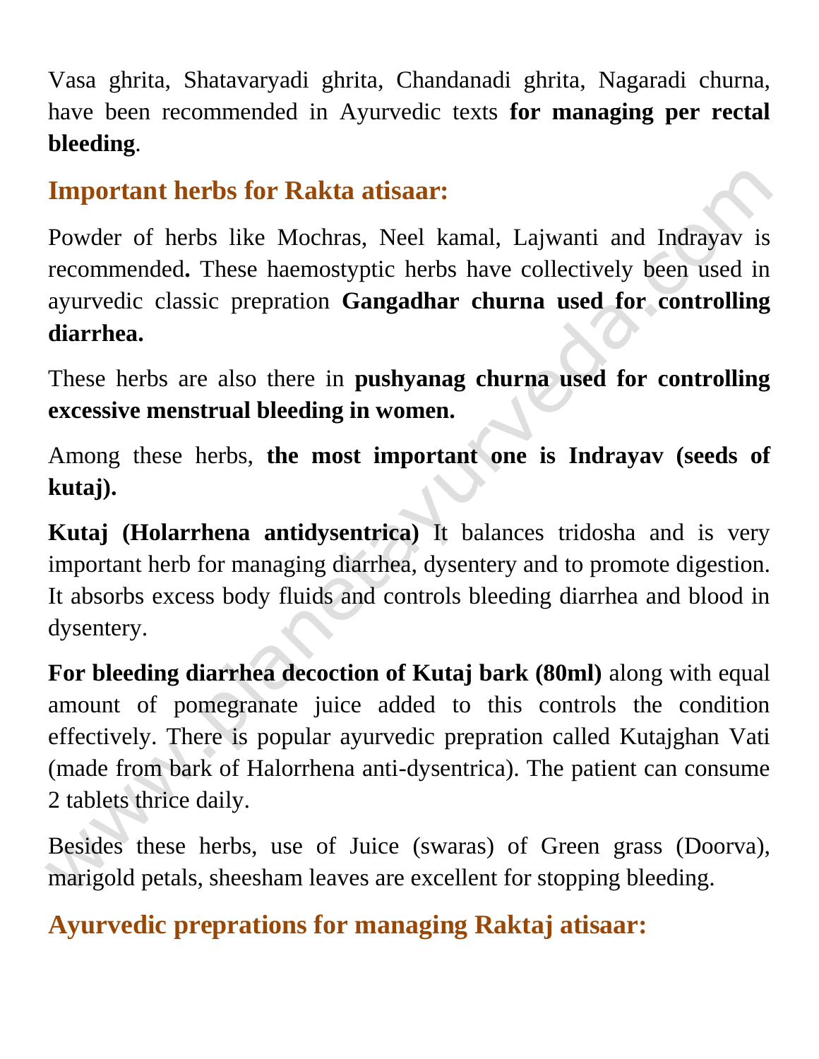Vasa ghrita, Shatavaryadi ghrita, Chandanadi ghrita, Nagaradi churna, have been recommended in Ayurvedic texts **for managing per rectal bleeding**.

## Important herbs for Rakta atisaar:

Powder of herbs like Mochras, Neel kamal, Lajwanti and Indrayav is recommended**.** These haemostyptic herbs have collectively been used in ayurvedic classic prepration **Gangadhar churna used for controlling diarrhea.**

These herbs are also there in **pushyanag churna used for controlling excessive menstrual bleeding in women.**

Among these herbs, **the most important one is Indrayav (seeds of kutaj).**

**Kutaj (Holarrhena antidysentrica)** It balances tridosha and is very important herb for managing diarrhea, dysentery and to promote digestion. It absorbs excess body fluids and controls bleeding diarrhea and blood in dysentery.

**For bleeding diarrhea decoction of Kutaj bark (80ml)** along with equal amount of pomegranate juice added to this controls the condition effectively. There is popular ayurvedic prepration called Kutajghan Vati (made from bark of Halorrhena anti-dysentrica). The patient can consume 2 tablets thrice daily.

Besides these herbs, use of Juice (swaras) of Green grass (Doorva), marigold petals, sheesham leaves are excellent for stopping bleeding.

## Ayurvedic choices prepations for managing Raktaj atisaar:

Vasa ghrita, Shatavaryadi ghrita, Chandanadi ghrita, Nagaradi churna, have been recommended in Ayurvedic texts **for managing per rectal bleeding**.

## Important herbs for Rakta atisaar:

Powder of herbs like Mochras, Neel kamal, Lajwanti and Indrayav is recommended**.** These haemostyptic herbs have collectively been used in ayurvedic classic prepration **Gangadhar churna used for controlling diarrhea.**

These herbs are also there in **pushyanag churna used for controlling excessive menstrual bleeding in women.**

Among these herbs, **the most important one is Indrayav (seeds of kutaj).**

**Kutaj (Holarrhena antidysentrica)** It balances tridosha and is very important herb for managing diarrhea, dysentery and to promote digestion. It absorbs excess body fluids and controls bleeding diarrhea and blood in dysentery.

**For bleeding diarrhea decoction of Kutaj bark (80ml)** along with equal amount of pomegranate juice added to this controls the condition effectively. There is popular ayurvedic prepration called Kutajghan Vati (made from bark of Halorrhena anti-dysentrica). The patient can consume 2 tablets thrice daily.

Besides these herbs, use of Juice (swaras) of Green grass (Doorva), marigold petals, sheesham leaves are excellent for stopping bleeding.

## Ayurvedic seeds prepations for managing Raktaj atisaar: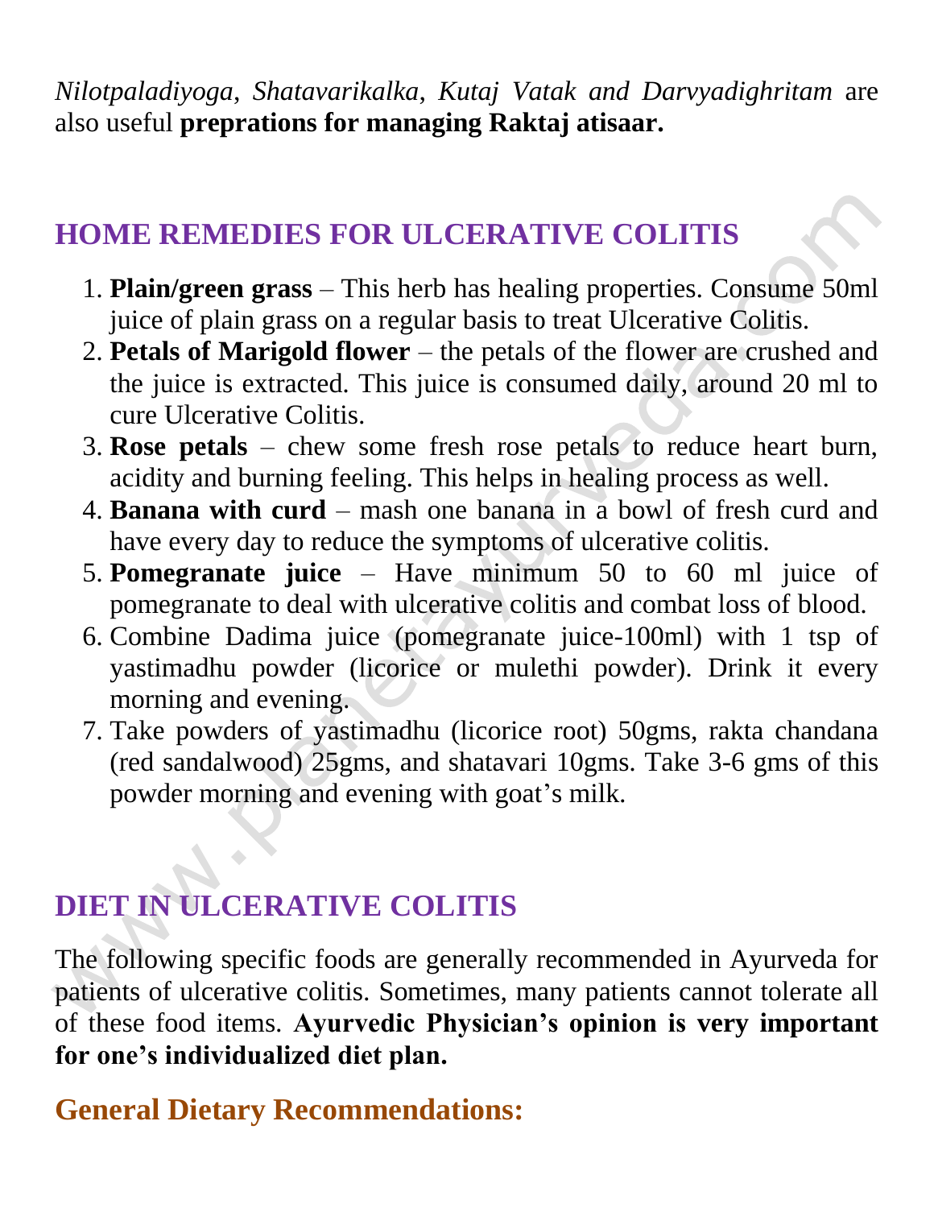*Nilotpaladiyoga*, *Shatavarikalka*, *Kutaj Vatak and Darvyadighritam* are also useful **geprations for managing Raktaj atisaar.**

## HOME REMEDIES FOR ULCERATIVE COLITIS

1. **Plain/green grass** – This herb has healing properties. Consume 50ml juice of plain grass on a regular basis to treat Ulcerative Colitis.
2. **Petals of Marigold flower** – the petals of the flower are crushed and the juice is extracted. This juice is consumed daily, around 20 ml to cure Ulcerative Colitis.
3. **Rose petals** – chew some fresh rose petals to reduce heart burn, acidity and burning feeling. This helps in healing process as well.
4. **Banana with curd** – mash one banana in a bowl of fresh curd and have every day to reduce the symptoms of ulcerative colitis.
5. **Pomegranate juice** – Have minimum 50 to 60 ml juice of pomegranate to deal with ulcerative colitis and combat loss of blood.
6. Combine Dadima juice (pomegranate juice-100ml) with 1 tsp of yastimadhu powder (licorice or mulethi powder). Drink it every morning and evening.
7. Take powders of yastimadhu (licorice root) 50gms, rakta chandana (red sandalwood) 25gms, and shatavari 10gms. Take 3-6 gms of this powder morning and evening with goat's milk.

## DIET IN ULCERATIVE COLITIS

The following specific foods are generally recommended in Ayurveda for patients of ulcerative colitis. Sometimes, many patients cannot tolerate all of these food items. **Ayurvedic Physician's opinion is very important for one's individualized diet plan.**

### General Dietary Recommendations:

*Nilotpaladiyoga*, *Shatavarikalka*, *Kutaj Vatak and Darvyadighritam* are also useful **preprations for managing Raktaj atisaar.**

## HOME REMEDIES FOR ULCERATIVE COLITIS

1. **Plain/green grass** – This herb has healing properties. Consume 50ml juice of plain grass on a regular basis to treat Ulcerative Colitis.
2. **Petals of Marigold flower** – the petals of the flower are crushed and the juice is extracted. This juice is consumed daily, around 20 ml to cure Ulcerative Colitis.
3. **Rose petals** – chew some fresh rose petals to reduce heart burn, acidity and burning feeling. This helps in healing process as well.
4. **Banana with curd** – mash one banana in a bowl of fresh curd and have every day to reduce the symptoms of ulcerative colitis.
5. **Pomegranate juice** – Have minimum 50 to 60 ml juice of pomegranate to deal with ulcerative colitis and combat loss of blood.
6. Combine Dadima juice (pomegranate juice-100ml) with 1 tsp of yastimadhu powder (licorice or mulethi powder). Drink it every morning and evening.
7. Take powders of yastimadhu (licorice root) 50gms, rakta chandana (red sandalwood) 25gms, and shatavari 10gms. Take 3-6 gms of this powder morning and evening with goat's milk.

## DIET IN ULCERATIVE COLITIS

The following specific foods are generally recommended in Ayurveda for patients of ulcerative colitis. Sometimes, many patients cannot tolerate all of these food items. **Ayurvedic Physician's opinion is very important for one's individualized diet plan.**

### General Dietary Recommendations: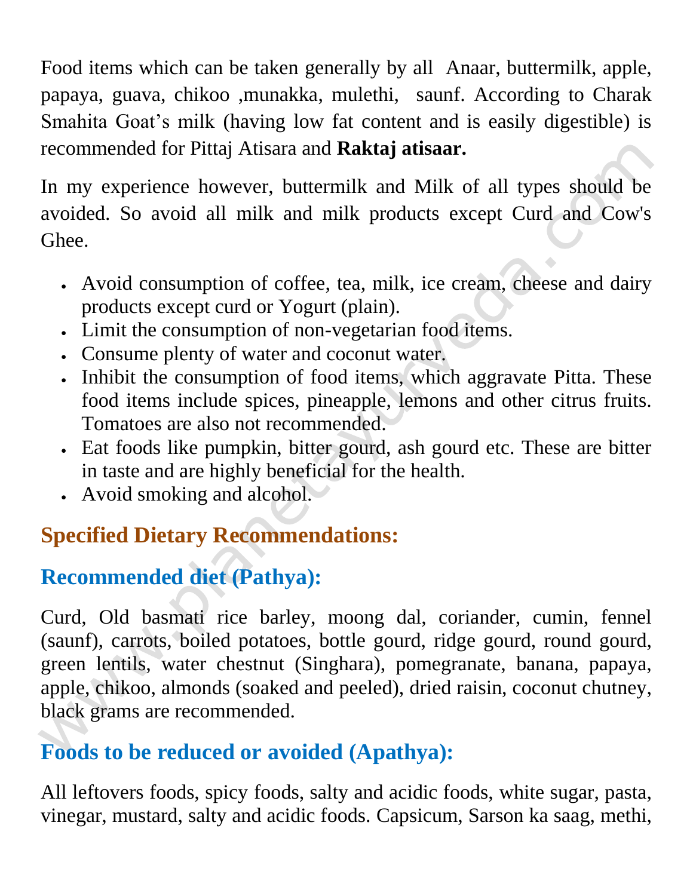Food items which can be taken generally by all  Anaar, buttermilk, apple, papaya, guava, chikoo ,munakka, mulethi,  saunf. According to Charak Smahita Goat's milk (having low fat content and is easily digestible) is recommended for Pittaj Atisara and **Raktaj atisaar.**

In my experience however, buttermilk and Milk of all types should be avoided. So avoid all milk and milk products except Curd and Cow's Ghee.

- Avoid consumption of coffee, tea, milk, ice cream, cheese and dairy products except curd or Yogurt (plain).
- Limit the consumption of non-vegetarian food items.
- Consume plenty of water and coconut water.
- Inhibit the consumption of food items, which aggravate Pitta. These food items include spices, pineapple, lemons and other citrus fruits. Tomatoes are also not recommended.
- Eat foods like pumpkin, bitter gourd, ash gourd etc. These are bitter in taste and are highly beneficial for the health.
- Avoid smoking and alcohol.

## Specified Dietary Recommendations:

### Recommended diet (Pathya):

Curd, Old basmati rice barley, moong dal, coriander, cumin, fennel (saunf), carrots, boiled potatoes, bottle gourd, ridge gourd, round gourd, green lentils, water chestnut (Singhara), pomegranate, banana, papaya, apple, chikoo, almonds (soaked and peeled), dried raisin, coconut chutney, black grams are recommended.

### Foods to be reduced or avoided (Apathya):

All leftovers foods, spicy foods, salty and acidic foods, white sugar, pasta, vinegar, mustard, salty and acidic foods. Capsicum, Sarson ka saag, methi,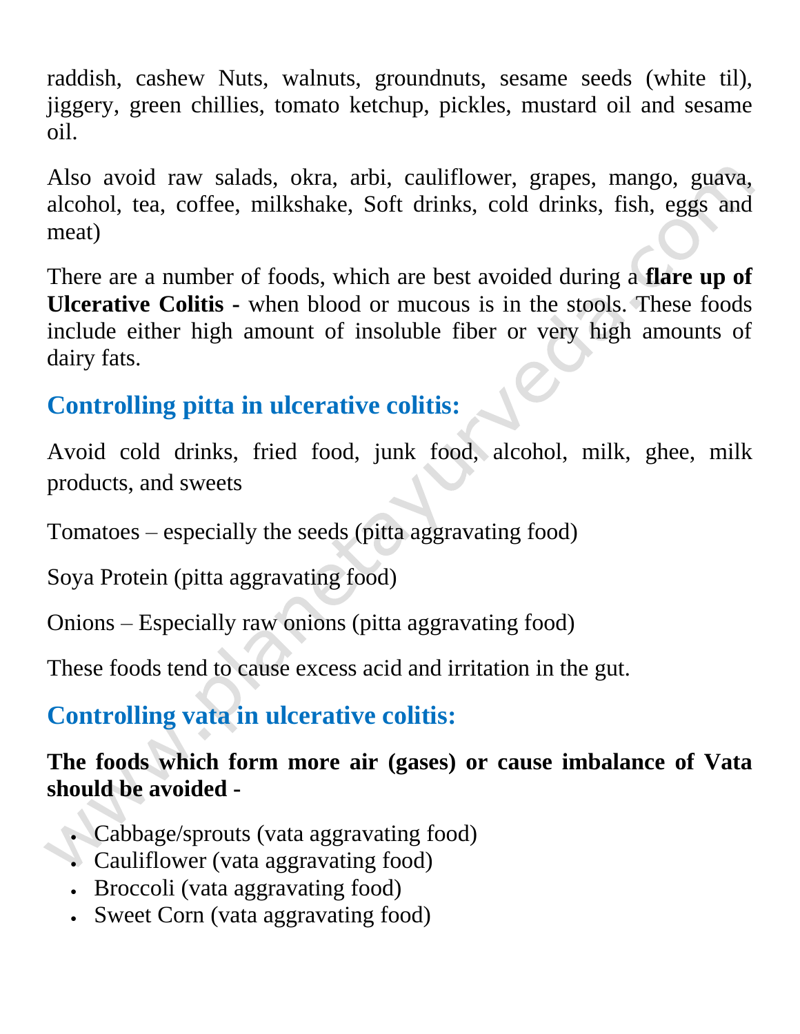raddish, cashew Nuts, walnuts, groundnuts, sesame seeds (white til), jiggery, green chillies, tomato ketchup, pickles, mustard oil and sesame oil.

Also avoid raw salads, okra, arbi, cauliflower, grapes, mango, guava, alcohol, tea, coffee, milkshake, Soft drinks, cold drinks, fish, eggs and meat)

There are a number of foods, which are best avoided during a **flare up of Ulcerative Colitis -** when blood or mucous is in the stools. These foods include either high amount of insoluble fiber or very high amounts of dairy fats.

## Controlling pitta in ulcerative colitis:

Avoid cold drinks, fried food, junk food, alcohol, milk, ghee, milk products, and sweets

Tomatoes – especially the seeds (pitta aggravating food)

Soya Protein (pitta aggravating food)

Onions – Especially raw onions (pitta aggravating food)

These foods tend to cause excess acid and irritation in the gut.

## Controlling vata in ulcerative colitis:

**The foods which form more air (gases) or cause imbalance of Vata should be avoided -**

- Cabbage/sprouts (vata aggravating food)
- Cauliflower (vata aggravating food)
- Broccoli (vata aggravating food)
- Sweet Corn (vata aggravating food)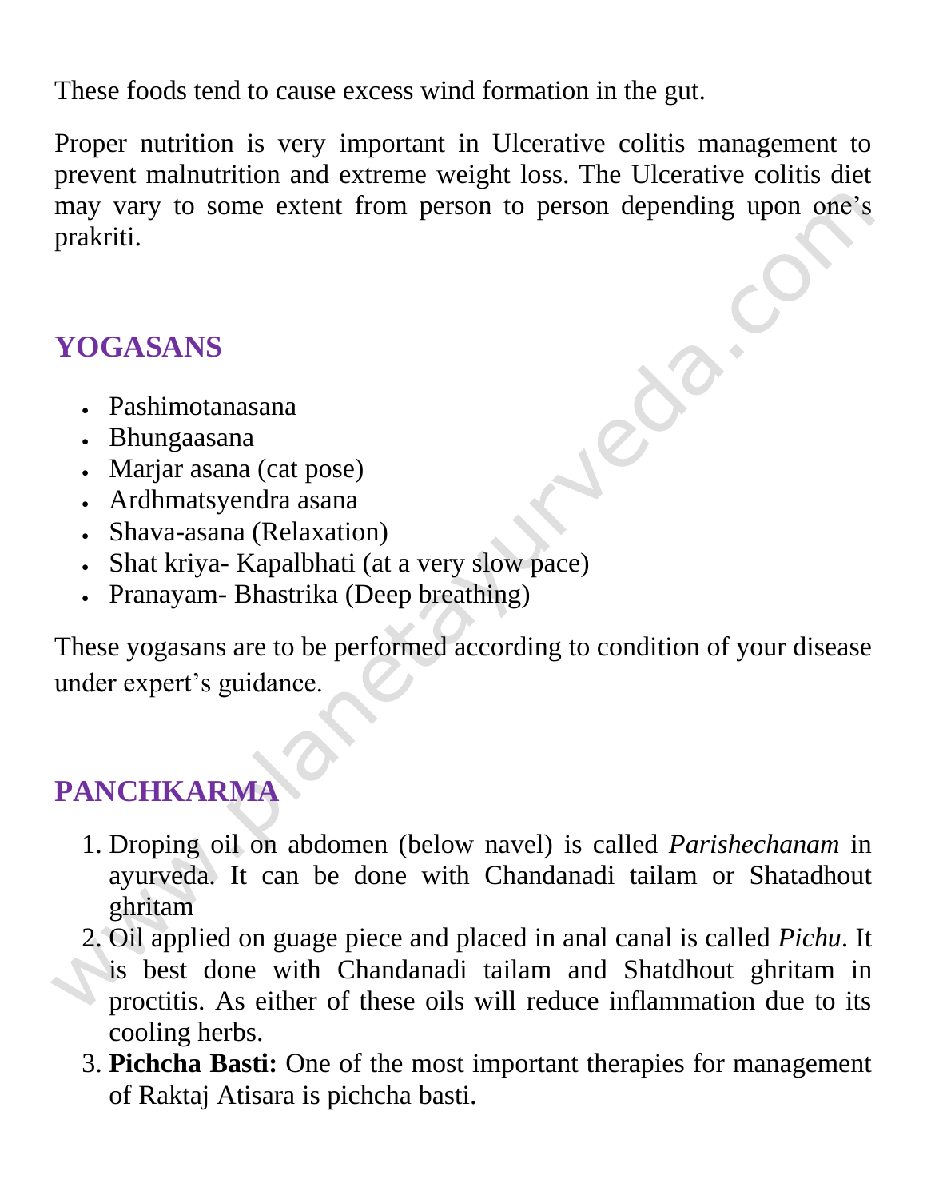These foods tend to cause excess wind formation in the gut.

Proper nutrition is very important in Ulcerative colitis management to prevent malnutrition and extreme weight loss. The Ulcerative colitis diet may vary to some extent from person to person depending upon one's prakriti.

## YOGASANS

- Pashimotanasana
- Bhungaasana
- Marjar asana (cat pose)
- Ardhmatsyendra asana
- Shava-asana (Relaxation)
- Shat kriya- Kapalbhati (at a very slow pace)
- Pranayam- Bhastrika (Deep breathing)

These yogasans are to be performed according to condition of your disease under expert's guidance.

## PANCHKARMA

1. Droping oil on abdomen (below navel) is called *Parishechanam* in ayurveda. It can be done with Chandanadi tailam or Shatadhout ghritam
2. Oil applied on guage piece and placed in anal canal is called *Pichu*. It is best done with Chandanadi tailam and Shatdhout ghritam in proctitis. As either of these oils will reduce inflammation due to its cooling herbs.
3. **Pichcha Basti:** One of the most important therapies for management of Raktaj Atisara is pichcha basti.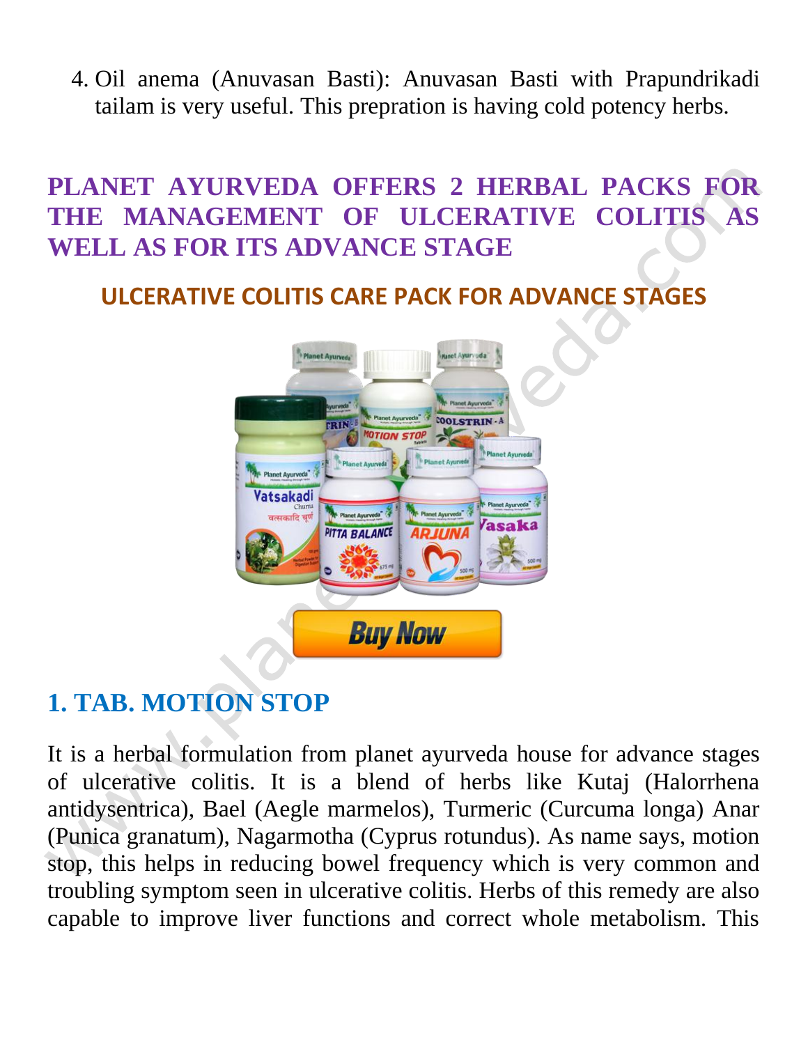4. Oil anema (Anuvasan Basti): Anuvasan Basti with Prapundrikadi tailam is very useful. This prepration is having cold potency herbs.

## PLANET AYURVEDA OFFERS 2 HERBAL PACKS FOR THE MANAGEMENT OF ULCERATIVE COLITIS AS WELL AS FOR ITS ADVANCE STAGE

### ULCERATIVE COLITIS CARE PACK FOR ADVANCE STAGES

### 1. TAB. MOTION STOP

It is a herbal formulation from planet ayurveda house for advance stages of ulcerative colitis. It is a blend of herbs like Kutaj (Halorrhena antidysentrica), Bael (Aegle marmelos), Turmeric (Curcuma longa) Anar (Punica granatum), Nagarmotha (Cyprus rotundus). As name says, motion stop, this helps in reducing bowel frequency which is very common and troubling symptom seen in ulcerative colitis. Herbs of this remedy are also capable to improve liver functions and correct whole metabolism. This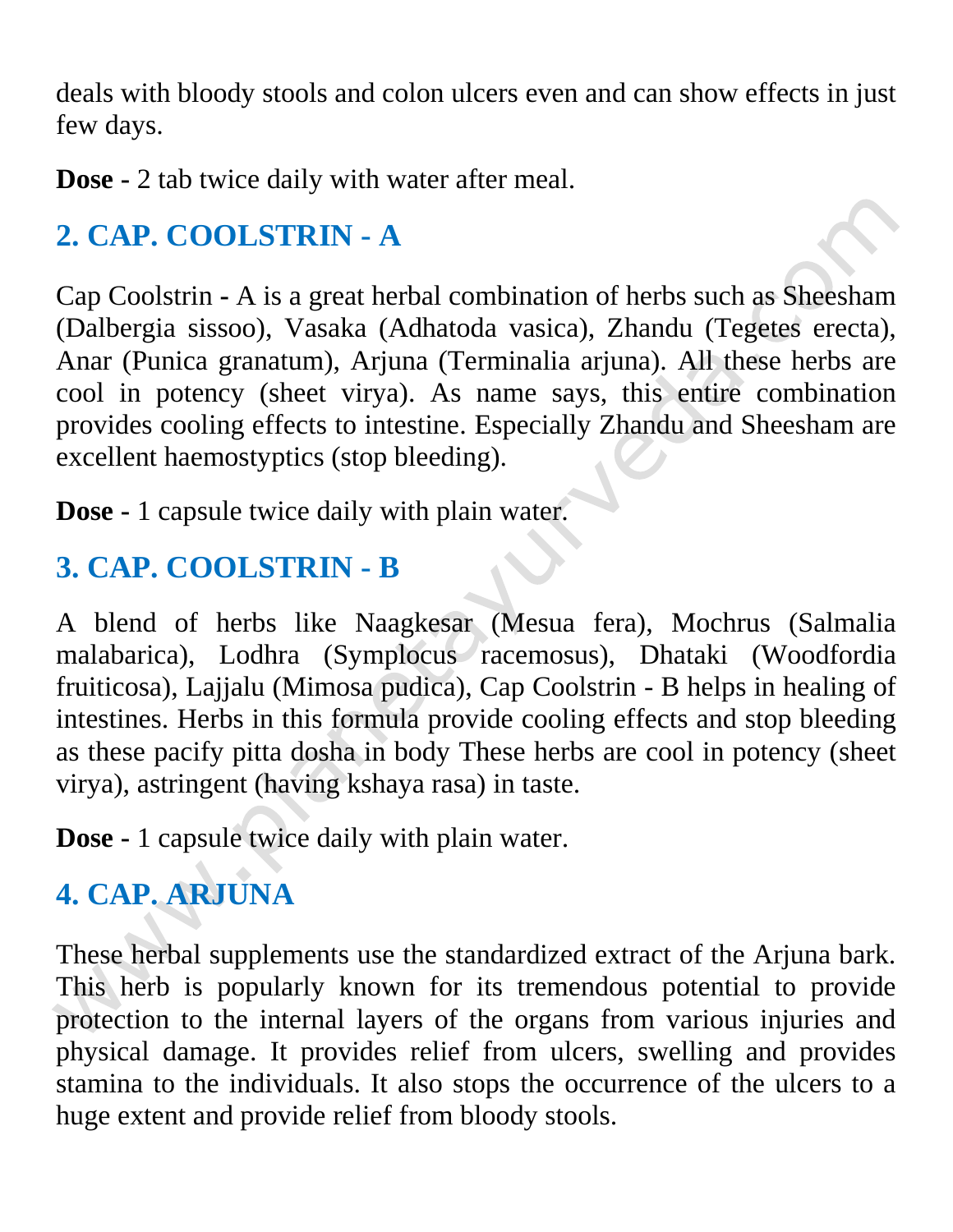deals with bloody stools and colon ulcers even and can show effects in just few days.

**Dose -** 2 tab twice daily with water after meal.

## 2. CAP. COOLSTRIN - A

Cap Coolstrin - A is a great herbal combination of herbs such as Sheesham (Dalbergia sissoo), Vasaka (Adhatoda vasica), Zhandu (Tegetes erecta), Anar (Punica granatum), Arjuna (Terminalia arjuna). All these herbs are cool in potency (sheet virya). As name says, this entire combination provides cooling effects to intestine. Especially Zhandu and Sheesham are excellent haemostyptics (stop bleeding).

**Dose -** 1 capsule twice daily with plain water.

## 3. CAP. COOLSTRIN - B

A blend of herbs like Naagkesar (Mesua fera), Mochrus (Salmalia malabarica), Lodhra (Symplocus racemosus), Dhataki (Woodfordia fruiticosa), Lajjalu (Mimosa pudica), Cap Coolstrin - B helps in healing of intestines. Herbs in this formula provide cooling effects and stop bleeding as these pacify pitta dosha in body These herbs are cool in potency (sheet virya), astringent (having kshaya rasa) in taste.

**Dose -** 1 capsule twice daily with plain water.

## 4. CAP. ARJUNA

These herbal supplements use the standardized extract of the Arjuna bark. This herb is popularly known for its tremendous potential to provide protection to the internal layers of the organs from various injuries and physical damage. It provides relief from ulcers, swelling and provides stamina to the individuals. It also stops the occurrence of the ulcers to a huge extent and provide relief from bloody stools.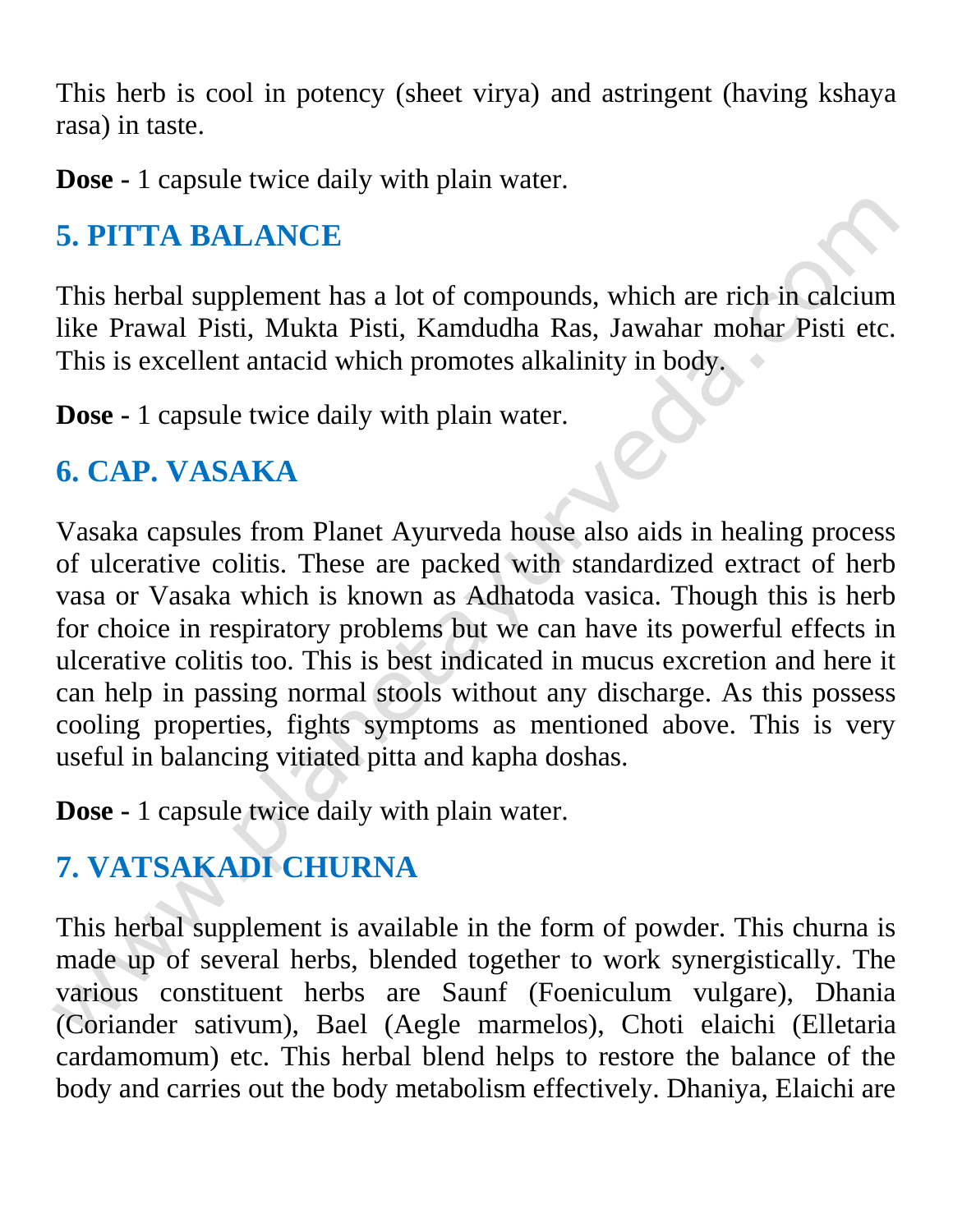This herb is cool in potency (sheet virya) and astringent (having kshaya rasa) in taste.

**Dose -** 1 capsule twice daily with plain water.

## 5. PITTA BALANCE

This herbal supplement has a lot of compounds, which are rich in calcium like Prawal Pisti, Mukta Pisti, Kamdudha Ras, Jawahar mohar Pisti etc. This is excellent antacid which promotes alkalinity in body.

**Dose -** 1 capsule twice daily with plain water.

## 6. CAP. VASAKA

Vasaka capsules from Planet Ayurveda house also aids in healing process of ulcerative colitis. These are packed with standardized extract of herb vasa or Vasaka which is known as Adhatoda vasica. Though this is herb for choice in respiratory problems but we can have its powerful effects in ulcerative colitis too. This is best indicated in mucus excretion and here it can help in passing normal stools without any discharge. As this possess cooling properties, fights symptoms as mentioned above. This is very useful in balancing vitiated pitta and kapha doshas.

**Dose -** 1 capsule twice daily with plain water.

## 7. VATSAKADI CHURNA

This herbal supplement is available in the form of powder. This churna is made up of several herbs, blended together to work synergistically. The various constituent herbs are Saunf (Foeniculum vulgare), Dhania (Coriander sativum), Bael (Aegle marmelos), Choti elaichi (Elletaria cardamomum) etc. This herbal blend helps to restore the balance of the body and carries out the body metabolism effectively. Dhaniya, Elaichi are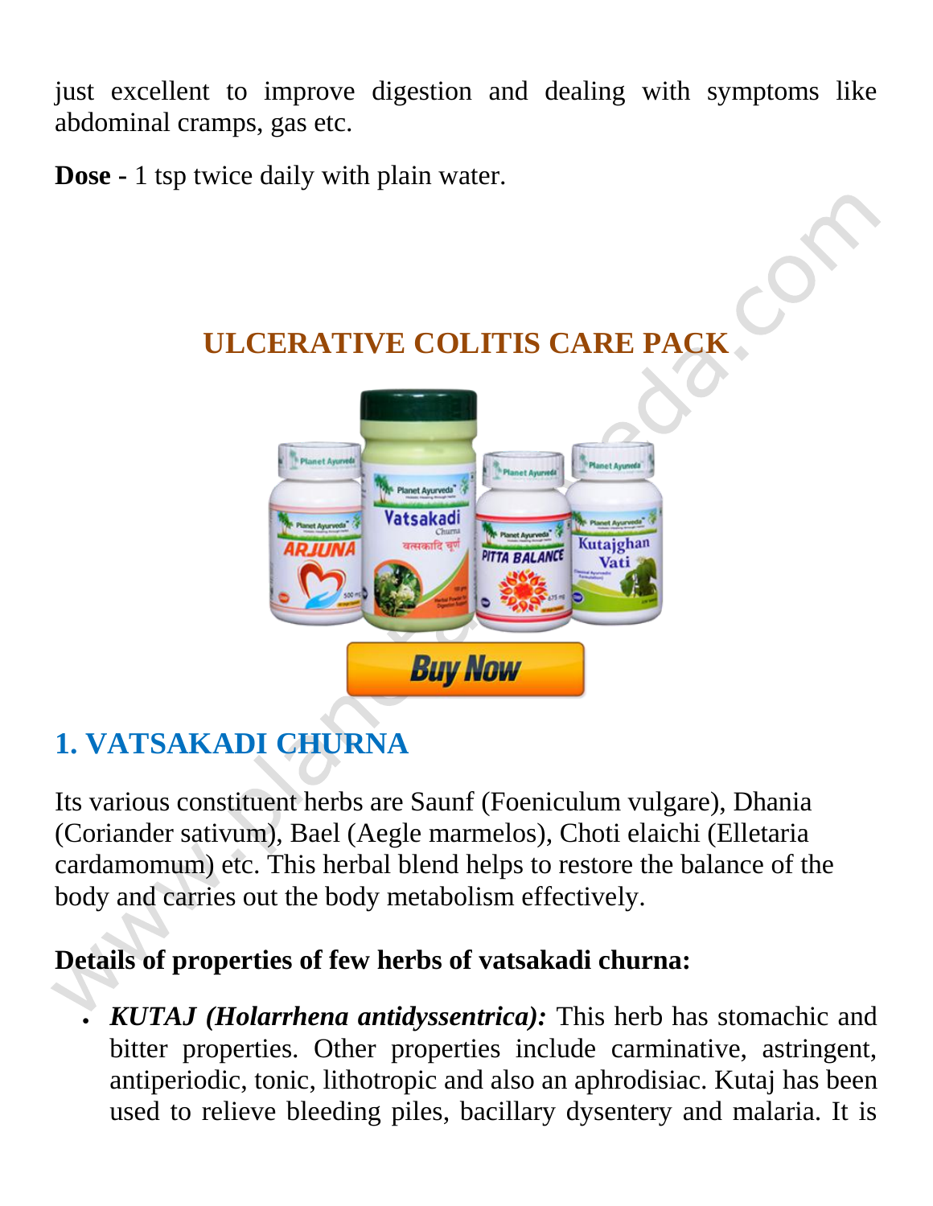just excellent to improve digestion and dealing with symptoms like abdominal cramps, gas etc.

**Dose -** 1 tsp twice daily with plain water.

## ULCERATIVE COLITIS CARE PACK

## 1. VATSAKADI CHURNA

Its various constituent herbs are Saunf (Foeniculum vulgare), Dhania (Coriander sativum), Bael (Aegle marmelos), Choti elaichi (Elletaria cardamomum) etc. This herbal blend helps to restore the balance of the body and carries out the body metabolism effectively.

**Details of properties of few herbs of vatsakadi churna:**

- ***KUTAJ (Holarrhena antidyssentrica):*** This herb has stomachic and bitter properties. Other properties include carminative, astringent, antiperiodic, tonic, lithotropic and also an aphrodisiac. Kutaj has been used to relieve bleeding piles, bacillary dysentery and malaria. It is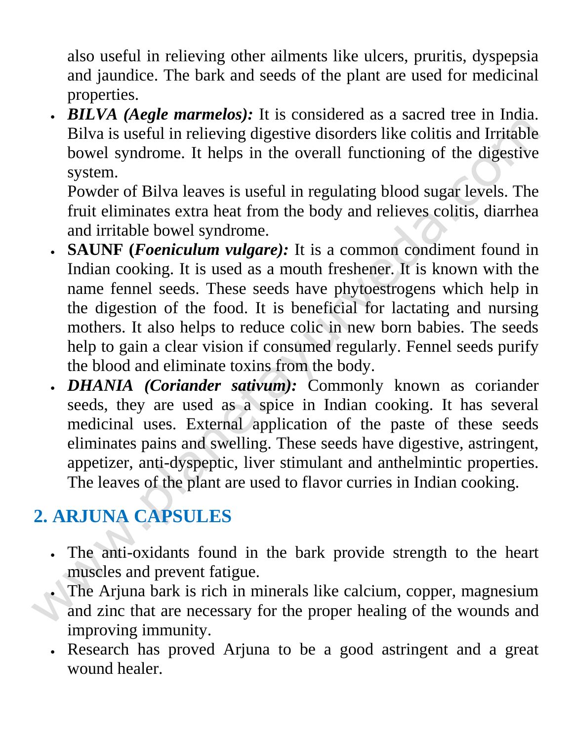also useful in relieving other ailments like ulcers, pruritis, dyspepsia and jaundice. The bark and seeds of the plant are used for medicinal properties.

- ***BILVA (Aegle marmelos):*** It is considered as a sacred tree in India. Bilva is useful in relieving digestive disorders like colitis and Irritable bowel syndrome. It helps in the overall functioning of the digestive system.
  
  Powder of Bilva leaves is useful in regulating blood sugar levels. The fruit eliminates extra heat from the body and relieves colitis, diarrhea and irritable bowel syndrome.
- **SAUNF (*Foeniculum vulgare*):** It is a common condiment found in Indian cooking. It is used as a mouth freshener. It is known with the name fennel seeds. These seeds have phytoestrogens which help in the digestion of the food. It is beneficial for lactating and nursing mothers. It also helps to reduce colic in new born babies. The seeds help to gain a clear vision if consumed regularly. Fennel seeds purify the blood and eliminate toxins from the body.
- ***DHANIA (Coriander sativum):*** Commonly known as coriander seeds, they are used as a spice in Indian cooking. It has several medicinal uses. External application of the paste of these seeds eliminates pains and swelling. These seeds have digestive, astringent, appetizer, anti-dyspeptic, liver stimulant and anthelmintic properties. The leaves of the plant are used to flavor curries in Indian cooking.

## 2. ARJUNA CAPSULES

- The anti-oxidants found in the bark provide strength to the heart muscles and prevent fatigue.
- The Arjuna bark is rich in minerals like calcium, copper, magnesium and zinc that are necessary for the proper healing of the wounds and improving immunity.
- Research has proved Arjuna to be a good astringent and a great wound healer.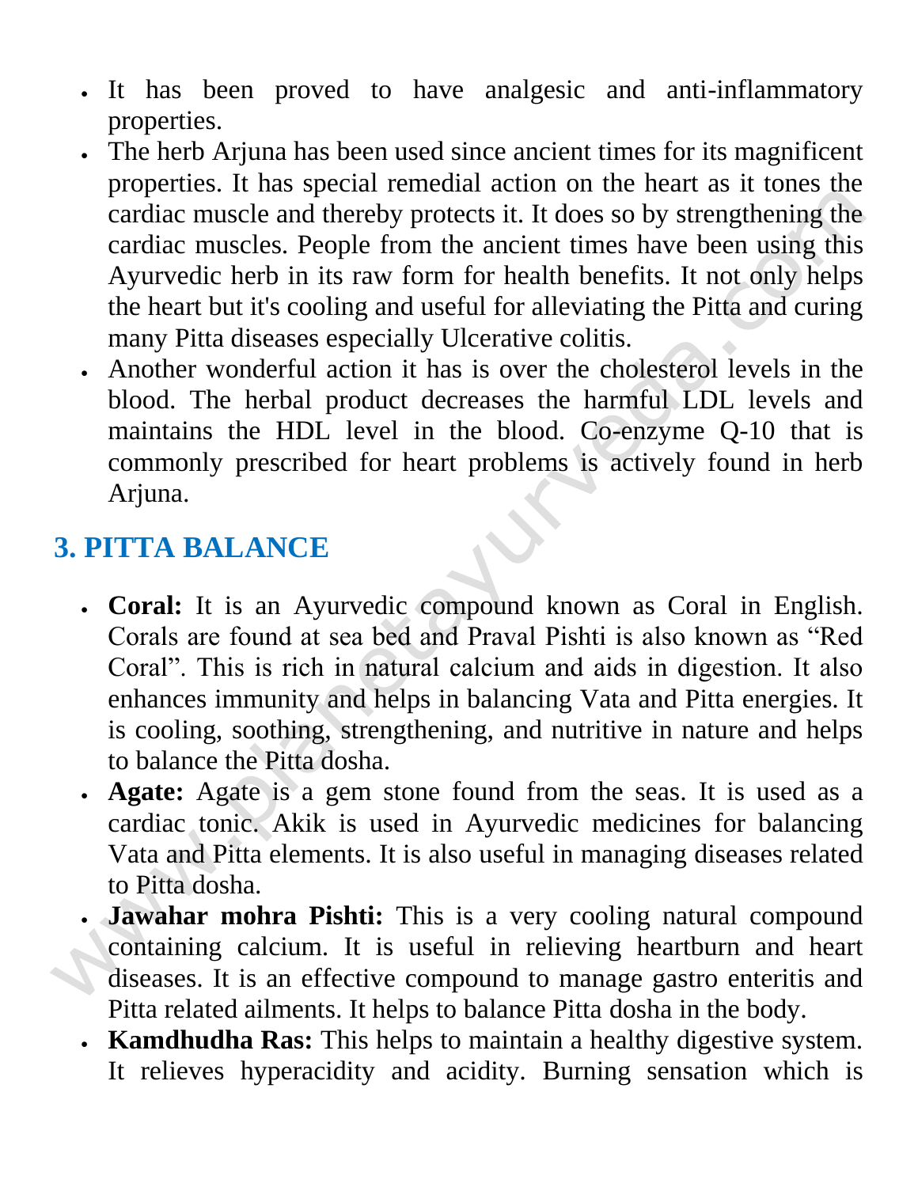- It has been proved to have analgesic and anti-inflammatory properties.
- The herb Arjuna has been used since ancient times for its magnificent properties. It has special remedial action on the heart as it tones the cardiac muscle and thereby protects it. It does so by strengthening the cardiac muscles. People from the ancient times have been using this Ayurvedic herb in its raw form for health benefits. It not only helps the heart but it's cooling and useful for alleviating the Pitta and curing many Pitta diseases especially Ulcerative colitis.
- Another wonderful action it has is over the cholesterol levels in the blood. The herbal product decreases the harmful LDL levels and maintains the HDL level in the blood. Co-enzyme Q-10 that is commonly prescribed for heart problems is actively found in herb Arjuna.

## 3. PITTA BALANCE

- **Coral:** It is an Ayurvedic compound known as Coral in English. Corals are found at sea bed and Praval Pishti is also known as "Red Coral". This is rich in natural calcium and aids in digestion. It also enhances immunity and helps in balancing Vata and Pitta energies. It is cooling, soothing, strengthening, and nutritive in nature and helps to balance the Pitta dosha.
- **Agate:** Agate is a gem stone found from the seas. It is used as a cardiac tonic. Akik is used in Ayurvedic medicines for balancing Vata and Pitta elements. It is also useful in managing diseases related to Pitta dosha.
- **Jawahar mohra Pishti:** This is a very cooling natural compound containing calcium. It is useful in relieving heartburn and heart diseases. It is an effective compound to manage gastro enteritis and Pitta related ailments. It helps to balance Pitta dosha in the body.
- **Kamdhudha Ras:** This helps to maintain a healthy digestive system. It relieves hyperacidity and acidity. Burning sensation which is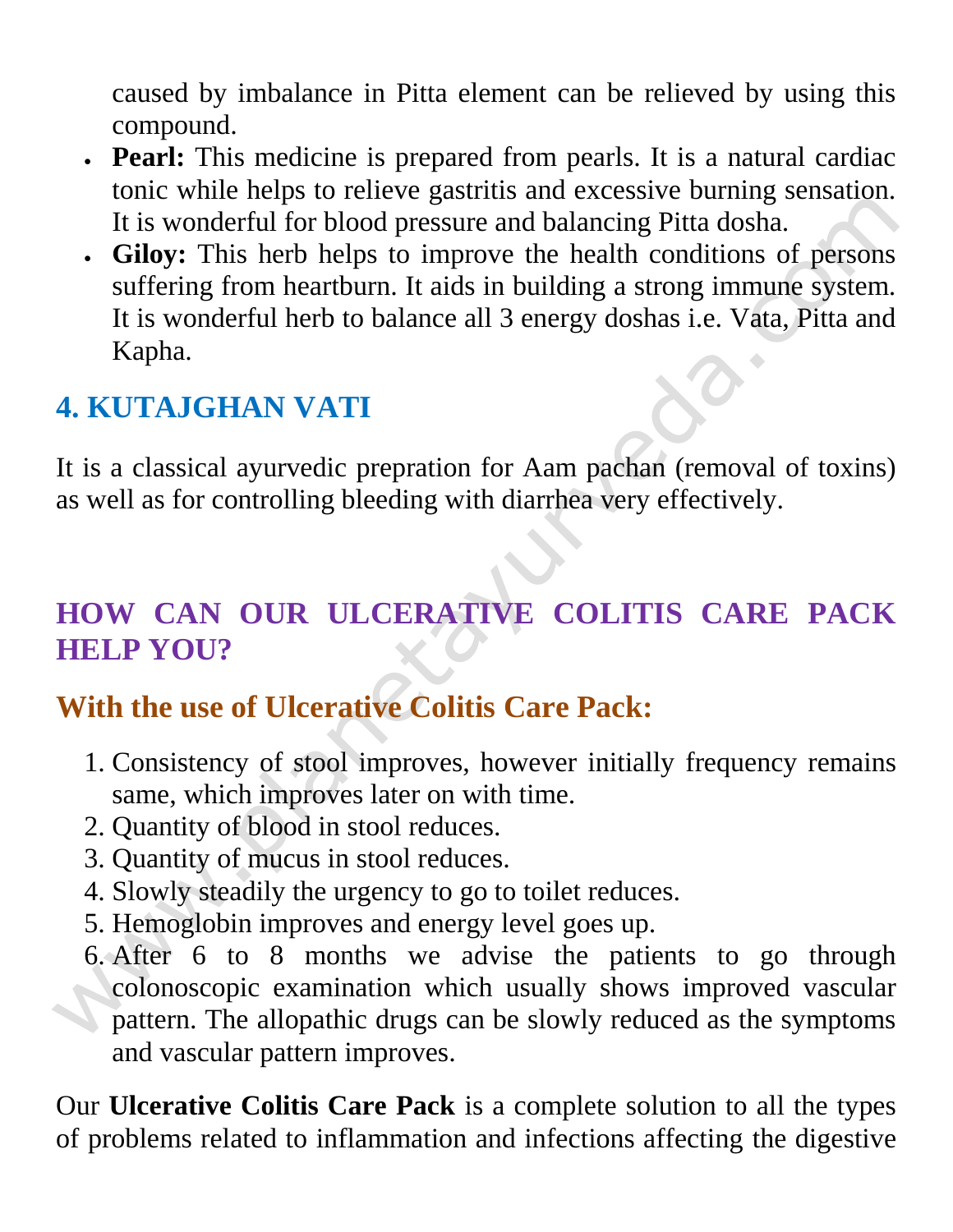caused by imbalance in Pitta element can be relieved by using this compound.

- **Pearl:** This medicine is prepared from pearls. It is a natural cardiac tonic while helps to relieve gastritis and excessive burning sensation. It is wonderful for blood pressure and balancing Pitta dosha.
- **Giloy:** This herb helps to improve the health conditions of persons suffering from heartburn. It aids in building a strong immune system. It is wonderful herb to balance all 3 energy doshas i.e. Vata, Pitta and Kapha.

## 4. KUTAJGHAN VATI

It is a classical ayurvedic prepration for Aam pachan (removal of toxins) as well as for controlling bleeding with diarrhea very effectively.

## HOW CAN OUR ULCERATIVE COLITIS CARE PACK HELP YOU?

### With the use of Ulcerative Colitis Care Pack:

1. Consistency of stool improves, however initially frequency remains same, which improves later on with time.
2. Quantity of blood in stool reduces.
3. Quantity of mucus in stool reduces.
4. Slowly steadily the urgency to go to toilet reduces.
5. Hemoglobin improves and energy level goes up.
6. After 6 to 8 months we advise the patients to go through colonoscopic examination which usually shows improved vascular pattern. The allopathic drugs can be slowly reduced as the symptoms and vascular pattern improves.

Our **Ulcerative Colitis Care Pack** is a complete solution to all the types of problems related to inflammation and infections affecting the digestive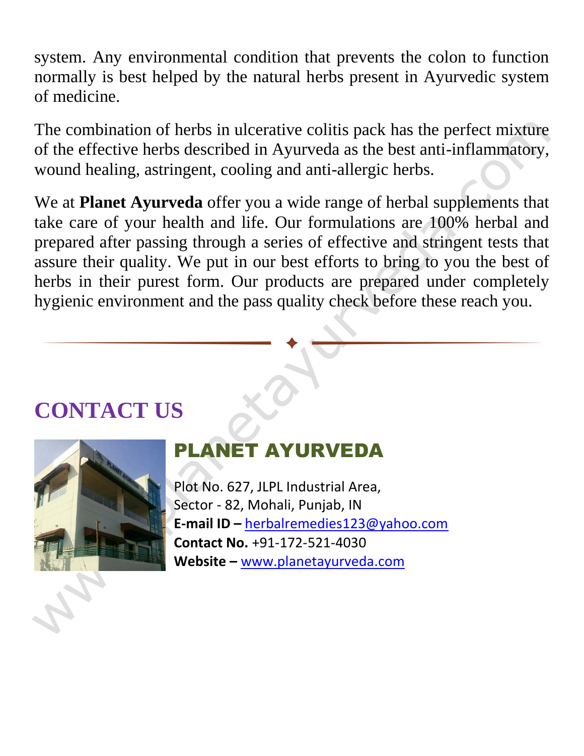system. Any environmental condition that prevents the colon to function normally is best helped by the natural herbs present in Ayurvedic system of medicine.

The combination of herbs in ulcerative colitis pack has the perfect mixture of the effective herbs described in Ayurveda as the best anti-inflammatory, wound healing, astringent, cooling and anti-allergic herbs.

We at **Planet Ayurveda** offer you a wide range of herbal supplements that take care of your health and life. Our formulations are 100% herbal and prepared after passing through a series of effective and stringent tests that assure their quality. We put in our best efforts to bring to you the best of herbs in their purest form. Our products are prepared under completely hygienic environment and the pass quality check before these reach you.

## CONTACT US

### PLANET AYURVEDA

Plot No. 627, JLPL Industrial Area,
Sector - 82, Mohali, Punjab, IN
**E-mail ID –** herbalremedies123@yahoo.com
**Contact No.** +91-172-521-4030
**Website –** www.planetayurveda.com